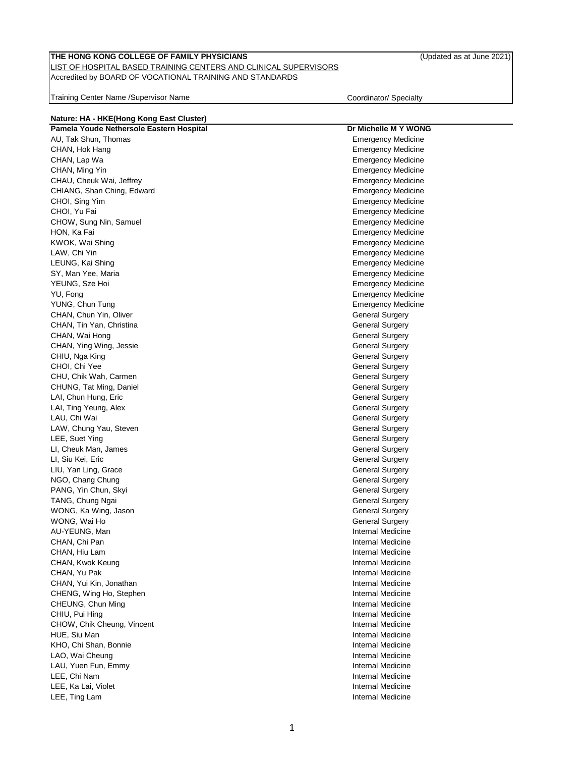**THE HONG KONG COLLEGE OF FAMILY PHYSICIANS** (Updated as at June 2021)

LIST OF HOSPITAL BASED TRAINING CENTERS AND CLINICAL SUPERVISORS

Accredited by BOARD OF VOCATIONAL TRAINING AND STANDARDS

| Training Center Name /Supervisor Name | Coordinator/ Specialty |
|---|---|
| **Nature: HA - HKE(Hong Kong East Cluster)** | |
| **Pamela Youde Nethersole Eastern Hospital** | **Dr Michelle M Y WONG** |
| AU, Tak Shun, Thomas | Emergency Medicine |
| CHAN, Hok Hang | Emergency Medicine |
| CHAN, Lap Wa | Emergency Medicine |
| CHAN, Ming Yin | Emergency Medicine |
| CHAU, Cheuk Wai, Jeffrey | Emergency Medicine |
| CHIANG, Shan Ching, Edward | Emergency Medicine |
| CHOI, Sing Yim | Emergency Medicine |
| CHOI, Yu Fai | Emergency Medicine |
| CHOW, Sung Nin, Samuel | Emergency Medicine |
| HON, Ka Fai | Emergency Medicine |
| KWOK, Wai Shing | Emergency Medicine |
| LAW, Chi Yin | Emergency Medicine |
| LEUNG, Kai Shing | Emergency Medicine |
| SY, Man Yee, Maria | Emergency Medicine |
| YEUNG, Sze Hoi | Emergency Medicine |
| YU, Fong | Emergency Medicine |
| YUNG, Chun Tung | Emergency Medicine |
| CHAN, Chun Yin, Oliver | General Surgery |
| CHAN, Tin Yan, Christina | General Surgery |
| CHAN, Wai Hong | General Surgery |
| CHAN, Ying Wing, Jessie | General Surgery |
| CHIU, Nga King | General Surgery |
| CHOI, Chi Yee | General Surgery |
| CHU, Chik Wah, Carmen | General Surgery |
| CHUNG, Tat Ming, Daniel | General Surgery |
| LAI, Chun Hung, Eric | General Surgery |
| LAI, Ting Yeung, Alex | General Surgery |
| LAU, Chi Wai | General Surgery |
| LAW, Chung Yau, Steven | General Surgery |
| LEE, Suet Ying | General Surgery |
| LI, Cheuk Man, James | General Surgery |
| LI, Siu Kei, Eric | General Surgery |
| LIU, Yan Ling, Grace | General Surgery |
| NGO, Chang Chung | General Surgery |
| PANG, Yin Chun, Skyi | General Surgery |
| TANG, Chung Ngai | General Surgery |
| WONG, Ka Wing, Jason | General Surgery |
| WONG, Wai Ho | General Surgery |
| AU-YEUNG, Man | Internal Medicine |
| CHAN, Chi Pan | Internal Medicine |
| CHAN, Hiu Lam | Internal Medicine |
| CHAN, Kwok Keung | Internal Medicine |
| CHAN, Yu Pak | Internal Medicine |
| CHAN, Yui Kin, Jonathan | Internal Medicine |
| CHENG, Wing Ho, Stephen | Internal Medicine |
| CHEUNG, Chun Ming | Internal Medicine |
| CHIU, Pui Hing | Internal Medicine |
| CHOW, Chik Cheung, Vincent | Internal Medicine |
| HUE, Siu Man | Internal Medicine |
| KHO, Chi Shan, Bonnie | Internal Medicine |
| LAO, Wai Cheung | Internal Medicine |
| LAU, Yuen Fun, Emmy | Internal Medicine |
| LEE, Chi Nam | Internal Medicine |
| LEE, Ka Lai, Violet | Internal Medicine |
| LEE, Ting Lam | Internal Medicine |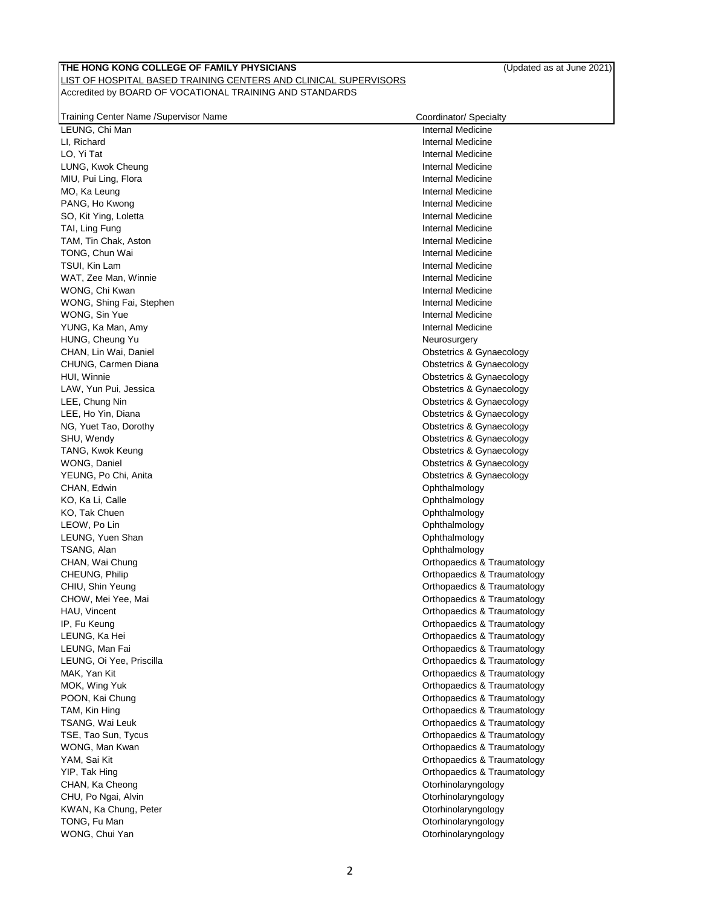**THE HONG KONG COLLEGE OF FAMILY PHYSICIANS** (Updated as at June 2021)

LIST OF HOSPITAL BASED TRAINING CENTERS AND CLINICAL SUPERVISORS

Accredited by BOARD OF VOCATIONAL TRAINING AND STANDARDS

| Training Center Name /Supervisor Name | Coordinator/ Specialty |
|---|---|
| LEUNG, Chi Man | Internal Medicine |
| LI, Richard | Internal Medicine |
| LO, Yi Tat | Internal Medicine |
| LUNG, Kwok Cheung | Internal Medicine |
| MIU, Pui Ling, Flora | Internal Medicine |
| MO, Ka Leung | Internal Medicine |
| PANG, Ho Kwong | Internal Medicine |
| SO, Kit Ying, Loletta | Internal Medicine |
| TAI, Ling Fung | Internal Medicine |
| TAM, Tin Chak, Aston | Internal Medicine |
| TONG, Chun Wai | Internal Medicine |
| TSUI, Kin Lam | Internal Medicine |
| WAT, Zee Man, Winnie | Internal Medicine |
| WONG, Chi Kwan | Internal Medicine |
| WONG, Shing Fai, Stephen | Internal Medicine |
| WONG, Sin Yue | Internal Medicine |
| YUNG, Ka Man, Amy | Internal Medicine |
| HUNG, Cheung Yu | Neurosurgery |
| CHAN, Lin Wai, Daniel | Obstetrics & Gynaecology |
| CHUNG, Carmen Diana | Obstetrics & Gynaecology |
| HUI, Winnie | Obstetrics & Gynaecology |
| LAW, Yun Pui, Jessica | Obstetrics & Gynaecology |
| LEE, Chung Nin | Obstetrics & Gynaecology |
| LEE, Ho Yin, Diana | Obstetrics & Gynaecology |
| NG, Yuet Tao, Dorothy | Obstetrics & Gynaecology |
| SHU, Wendy | Obstetrics & Gynaecology |
| TANG, Kwok Keung | Obstetrics & Gynaecology |
| WONG, Daniel | Obstetrics & Gynaecology |
| YEUNG, Po Chi, Anita | Obstetrics & Gynaecology |
| CHAN, Edwin | Ophthalmology |
| KO, Ka Li, Calle | Ophthalmology |
| KO, Tak Chuen | Ophthalmology |
| LEOW, Po Lin | Ophthalmology |
| LEUNG, Yuen Shan | Ophthalmology |
| TSANG, Alan | Ophthalmology |
| CHAN, Wai Chung | Orthopaedics & Traumatology |
| CHEUNG, Philip | Orthopaedics & Traumatology |
| CHIU, Shin Yeung | Orthopaedics & Traumatology |
| CHOW, Mei Yee, Mai | Orthopaedics & Traumatology |
| HAU, Vincent | Orthopaedics & Traumatology |
| IP, Fu Keung | Orthopaedics & Traumatology |
| LEUNG, Ka Hei | Orthopaedics & Traumatology |
| LEUNG, Man Fai | Orthopaedics & Traumatology |
| LEUNG, Oi Yee, Priscilla | Orthopaedics & Traumatology |
| MAK, Yan Kit | Orthopaedics & Traumatology |
| MOK, Wing Yuk | Orthopaedics & Traumatology |
| POON, Kai Chung | Orthopaedics & Traumatology |
| TAM, Kin Hing | Orthopaedics & Traumatology |
| TSANG, Wai Leuk | Orthopaedics & Traumatology |
| TSE, Tao Sun, Tycus | Orthopaedics & Traumatology |
| WONG, Man Kwan | Orthopaedics & Traumatology |
| YAM, Sai Kit | Orthopaedics & Traumatology |
| YIP, Tak Hing | Orthopaedics & Traumatology |
| CHAN, Ka Cheong | Otorhinolaryngology |
| CHU, Po Ngai, Alvin | Otorhinolaryngology |
| KWAN, Ka Chung, Peter | Otorhinolaryngology |
| TONG, Fu Man | Otorhinolaryngology |
| WONG, Chui Yan | Otorhinolaryngology |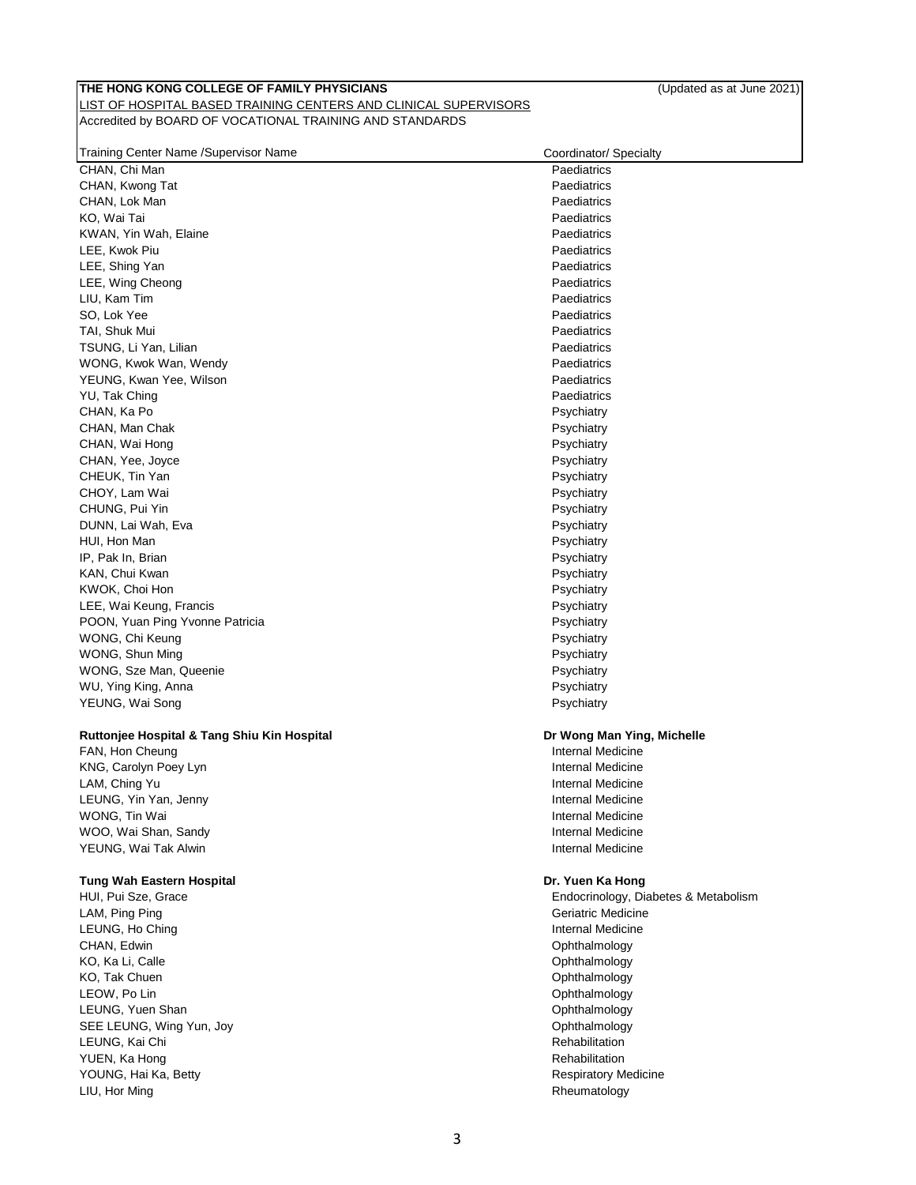**THE HONG KONG COLLEGE OF FAMILY PHYSICIANS** (Updated as at June 2021)

LIST OF HOSPITAL BASED TRAINING CENTERS AND CLINICAL SUPERVISORS

Accredited by BOARD OF VOCATIONAL TRAINING AND STANDARDS

| Training Center Name /Supervisor Name | Coordinator/ Specialty |
|---|---|
| CHAN, Chi Man | Paediatrics |
| CHAN, Kwong Tat | Paediatrics |
| CHAN, Lok Man | Paediatrics |
| KO, Wai Tai | Paediatrics |
| KWAN, Yin Wah, Elaine | Paediatrics |
| LEE, Kwok Piu | Paediatrics |
| LEE, Shing Yan | Paediatrics |
| LEE, Wing Cheong | Paediatrics |
| LIU, Kam Tim | Paediatrics |
| SO, Lok Yee | Paediatrics |
| TAI, Shuk Mui | Paediatrics |
| TSUNG, Li Yan, Lilian | Paediatrics |
| WONG, Kwok Wan, Wendy | Paediatrics |
| YEUNG, Kwan Yee, Wilson | Paediatrics |
| YU, Tak Ching | Paediatrics |
| CHAN, Ka Po | Psychiatry |
| CHAN, Man Chak | Psychiatry |
| CHAN, Wai Hong | Psychiatry |
| CHAN, Yee, Joyce | Psychiatry |
| CHEUK, Tin Yan | Psychiatry |
| CHOY, Lam Wai | Psychiatry |
| CHUNG, Pui Yin | Psychiatry |
| DUNN, Lai Wah, Eva | Psychiatry |
| HUI, Hon Man | Psychiatry |
| IP, Pak In, Brian | Psychiatry |
| KAN, Chui Kwan | Psychiatry |
| KWOK, Choi Hon | Psychiatry |
| LEE, Wai Keung, Francis | Psychiatry |
| POON, Yuan Ping Yvonne Patricia | Psychiatry |
| WONG, Chi Keung | Psychiatry |
| WONG, Shun Ming | Psychiatry |
| WONG, Sze Man, Queenie | Psychiatry |
| WU, Ying King, Anna | Psychiatry |
| YEUNG, Wai Song | Psychiatry |
| | |
| **Ruttonjee Hospital & Tang Shiu Kin Hospital** | **Dr Wong Man Ying, Michelle** |
| FAN, Hon Cheung | Internal Medicine |
| KNG, Carolyn Poey Lyn | Internal Medicine |
| LAM, Ching Yu | Internal Medicine |
| LEUNG, Yin Yan, Jenny | Internal Medicine |
| WONG, Tin Wai | Internal Medicine |
| WOO, Wai Shan, Sandy | Internal Medicine |
| YEUNG, Wai Tak Alwin | Internal Medicine |
| | |
| **Tung Wah Eastern Hospital** | **Dr. Yuen Ka Hong** |
| HUI, Pui Sze, Grace | Endocrinology, Diabetes & Metabolism |
| LAM, Ping Ping | Geriatric Medicine |
| LEUNG, Ho Ching | Internal Medicine |
| CHAN, Edwin | Ophthalmology |
| KO, Ka Li, Calle | Ophthalmology |
| KO, Tak Chuen | Ophthalmology |
| LEOW, Po Lin | Ophthalmology |
| LEUNG, Yuen Shan | Ophthalmology |
| SEE LEUNG, Wing Yun, Joy | Ophthalmology |
| LEUNG, Kai Chi | Rehabilitation |
| YUEN, Ka Hong | Rehabilitation |
| YOUNG, Hai Ka, Betty | Respiratory Medicine |
| LIU, Hor Ming | Rheumatology |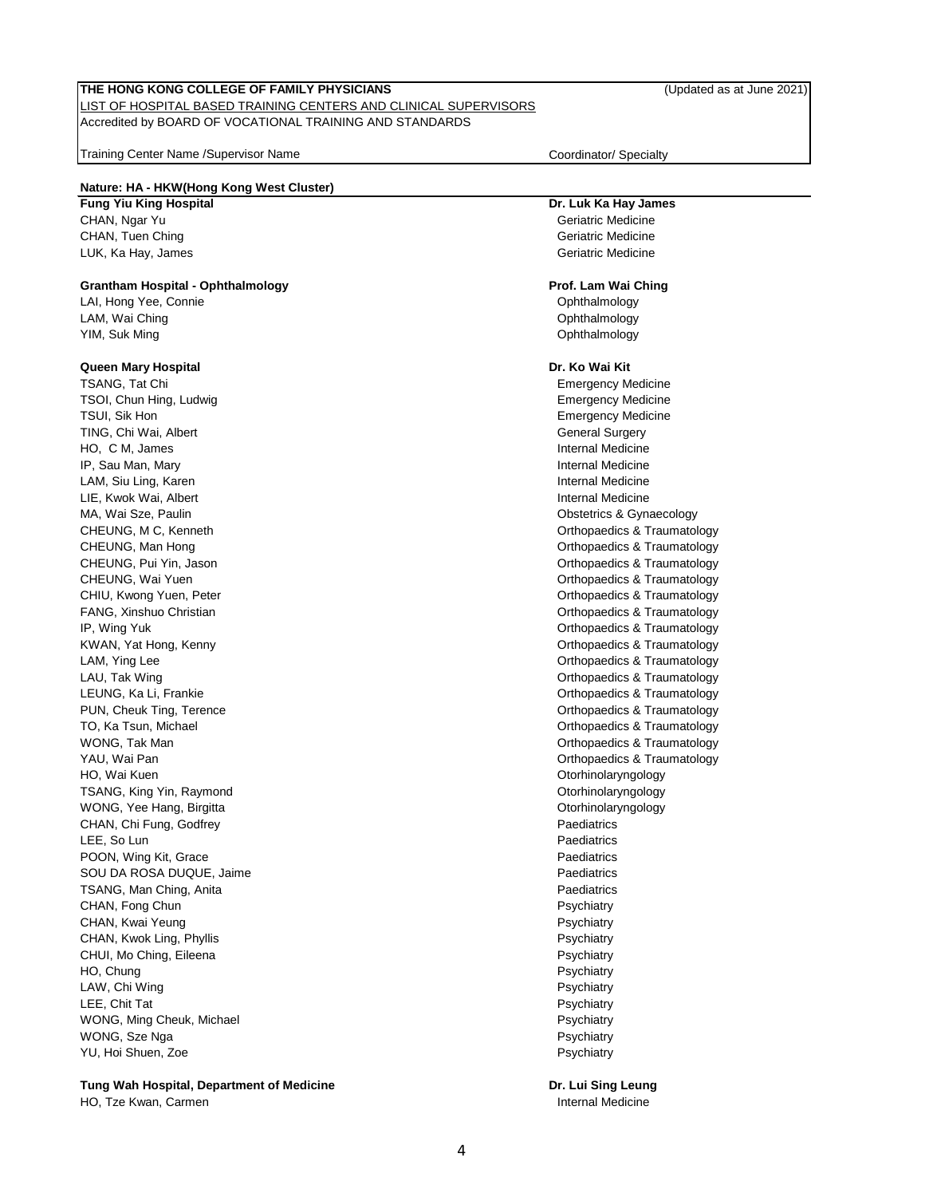**THE HONG KONG COLLEGE OF FAMILY PHYSICIANS** (Updated as at June 2021)

LIST OF HOSPITAL BASED TRAINING CENTERS AND CLINICAL SUPERVISORS

Accredited by BOARD OF VOCATIONAL TRAINING AND STANDARDS

| Training Center Name /Supervisor Name | Coordinator/ Specialty |
|---|---|
| **Nature: HA - HKW(Hong Kong West Cluster)** | |
| **Fung Yiu King Hospital** | **Dr. Luk Ka Hay James** |
| CHAN, Ngar Yu | Geriatric Medicine |
| CHAN, Tuen Ching | Geriatric Medicine |
| LUK, Ka Hay, James | Geriatric Medicine |
| **Grantham Hospital - Ophthalmology** | **Prof. Lam Wai Ching** |
| LAI, Hong Yee, Connie | Ophthalmology |
| LAM, Wai Ching | Ophthalmology |
| YIM, Suk Ming | Ophthalmology |
| **Queen Mary Hospital** | **Dr. Ko Wai Kit** |
| TSANG, Tat Chi | Emergency Medicine |
| TSOI, Chun Hing, Ludwig | Emergency Medicine |
| TSUI, Sik Hon | Emergency Medicine |
| TING, Chi Wai, Albert | General Surgery |
| HO, C M, James | Internal Medicine |
| IP, Sau Man, Mary | Internal Medicine |
| LAM, Siu Ling, Karen | Internal Medicine |
| LIE, Kwok Wai, Albert | Internal Medicine |
| MA, Wai Sze, Paulin | Obstetrics & Gynaecology |
| CHEUNG, M C, Kenneth | Orthopaedics & Traumatology |
| CHEUNG, Man Hong | Orthopaedics & Traumatology |
| CHEUNG, Pui Yin, Jason | Orthopaedics & Traumatology |
| CHEUNG, Wai Yuen | Orthopaedics & Traumatology |
| CHIU, Kwong Yuen, Peter | Orthopaedics & Traumatology |
| FANG, Xinshuo Christian | Orthopaedics & Traumatology |
| IP, Wing Yuk | Orthopaedics & Traumatology |
| KWAN, Yat Hong, Kenny | Orthopaedics & Traumatology |
| LAM, Ying Lee | Orthopaedics & Traumatology |
| LAU, Tak Wing | Orthopaedics & Traumatology |
| LEUNG, Ka Li, Frankie | Orthopaedics & Traumatology |
| PUN, Cheuk Ting, Terence | Orthopaedics & Traumatology |
| TO, Ka Tsun, Michael | Orthopaedics & Traumatology |
| WONG, Tak Man | Orthopaedics & Traumatology |
| YAU, Wai Pan | Orthopaedics & Traumatology |
| HO, Wai Kuen | Otorhinolaryngology |
| TSANG, King Yin, Raymond | Otorhinolaryngology |
| WONG, Yee Hang, Birgitta | Otorhinolaryngology |
| CHAN, Chi Fung, Godfrey | Paediatrics |
| LEE, So Lun | Paediatrics |
| POON, Wing Kit, Grace | Paediatrics |
| SOU DA ROSA DUQUE, Jaime | Paediatrics |
| TSANG, Man Ching, Anita | Paediatrics |
| CHAN, Fong Chun | Psychiatry |
| CHAN, Kwai Yeung | Psychiatry |
| CHAN, Kwok Ling, Phyllis | Psychiatry |
| CHUI, Mo Ching, Eileena | Psychiatry |
| HO, Chung | Psychiatry |
| LAW, Chi Wing | Psychiatry |
| LEE, Chit Tat | Psychiatry |
| WONG, Ming Cheuk, Michael | Psychiatry |
| WONG, Sze Nga | Psychiatry |
| YU, Hoi Shuen, Zoe | Psychiatry |
| **Tung Wah Hospital, Department of Medicine** | **Dr. Lui Sing Leung** |
| HO, Tze Kwan, Carmen | Internal Medicine |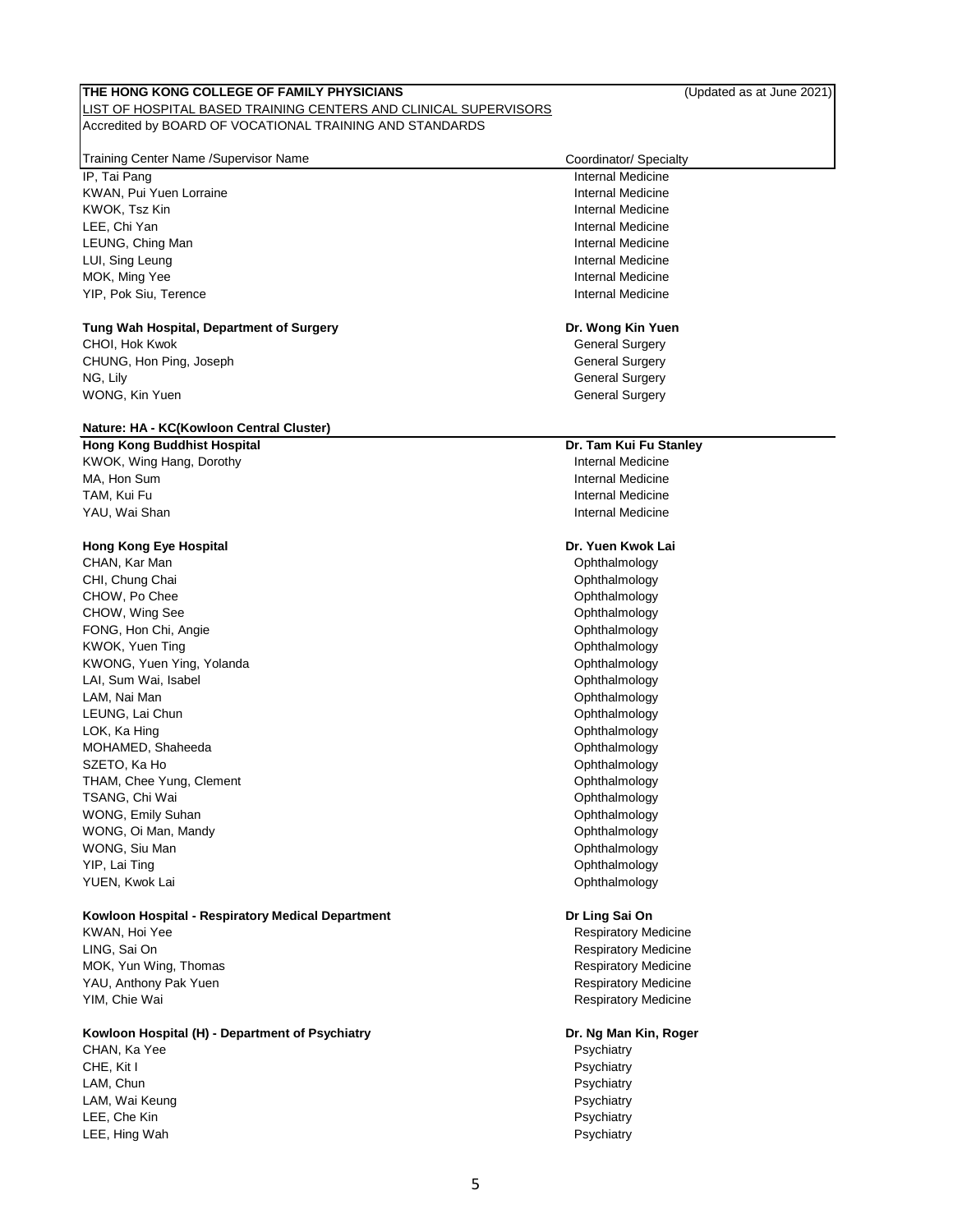**THE HONG KONG COLLEGE OF FAMILY PHYSICIANS** (Updated as at June 2021)

LIST OF HOSPITAL BASED TRAINING CENTERS AND CLINICAL SUPERVISORS

Accredited by BOARD OF VOCATIONAL TRAINING AND STANDARDS

| Training Center Name /Supervisor Name | Coordinator/ Specialty |
|---|---|
| IP, Tai Pang | Internal Medicine |
| KWAN, Pui Yuen Lorraine | Internal Medicine |
| KWOK, Tsz Kin | Internal Medicine |
| LEE, Chi Yan | Internal Medicine |
| LEUNG, Ching Man | Internal Medicine |
| LUI, Sing Leung | Internal Medicine |
| MOK, Ming Yee | Internal Medicine |
| YIP, Pok Siu, Terence | Internal Medicine |
| | |
| **Tung Wah Hospital, Department of Surgery** | **Dr. Wong Kin Yuen** |
| CHOI, Hok Kwok | General Surgery |
| CHUNG, Hon Ping, Joseph | General Surgery |
| NG, Lily | General Surgery |
| WONG, Kin Yuen | General Surgery |
| | |
| **Nature: HA - KC(Kowloon Central Cluster)** | |
| **Hong Kong Buddhist Hospital** | **Dr. Tam Kui Fu Stanley** |
| KWOK, Wing Hang, Dorothy | Internal Medicine |
| MA, Hon Sum | Internal Medicine |
| TAM, Kui Fu | Internal Medicine |
| YAU, Wai Shan | Internal Medicine |
| | |
| **Hong Kong Eye Hospital** | **Dr. Yuen Kwok Lai** |
| CHAN, Kar Man | Ophthalmology |
| CHI, Chung Chai | Ophthalmology |
| CHOW, Po Chee | Ophthalmology |
| CHOW, Wing See | Ophthalmology |
| FONG, Hon Chi, Angie | Ophthalmology |
| KWOK, Yuen Ting | Ophthalmology |
| KWONG, Yuen Ying, Yolanda | Ophthalmology |
| LAI, Sum Wai, Isabel | Ophthalmology |
| LAM, Nai Man | Ophthalmology |
| LEUNG, Lai Chun | Ophthalmology |
| LOK, Ka Hing | Ophthalmology |
| MOHAMED, Shaheeda | Ophthalmology |
| SZETO, Ka Ho | Ophthalmology |
| THAM, Chee Yung, Clement | Ophthalmology |
| TSANG, Chi Wai | Ophthalmology |
| WONG, Emily Suhan | Ophthalmology |
| WONG, Oi Man, Mandy | Ophthalmology |
| WONG, Siu Man | Ophthalmology |
| YIP, Lai Ting | Ophthalmology |
| YUEN, Kwok Lai | Ophthalmology |
| | |
| **Kowloon Hospital - Respiratory Medical Department** | **Dr Ling Sai On** |
| KWAN, Hoi Yee | Respiratory Medicine |
| LING, Sai On | Respiratory Medicine |
| MOK, Yun Wing, Thomas | Respiratory Medicine |
| YAU, Anthony Pak Yuen | Respiratory Medicine |
| YIM, Chie Wai | Respiratory Medicine |
| | |
| **Kowloon Hospital (H) - Department of Psychiatry** | **Dr. Ng Man Kin, Roger** |
| CHAN, Ka Yee | Psychiatry |
| CHE, Kit I | Psychiatry |
| LAM, Chun | Psychiatry |
| LAM, Wai Keung | Psychiatry |
| LEE, Che Kin | Psychiatry |
| LEE, Hing Wah | Psychiatry |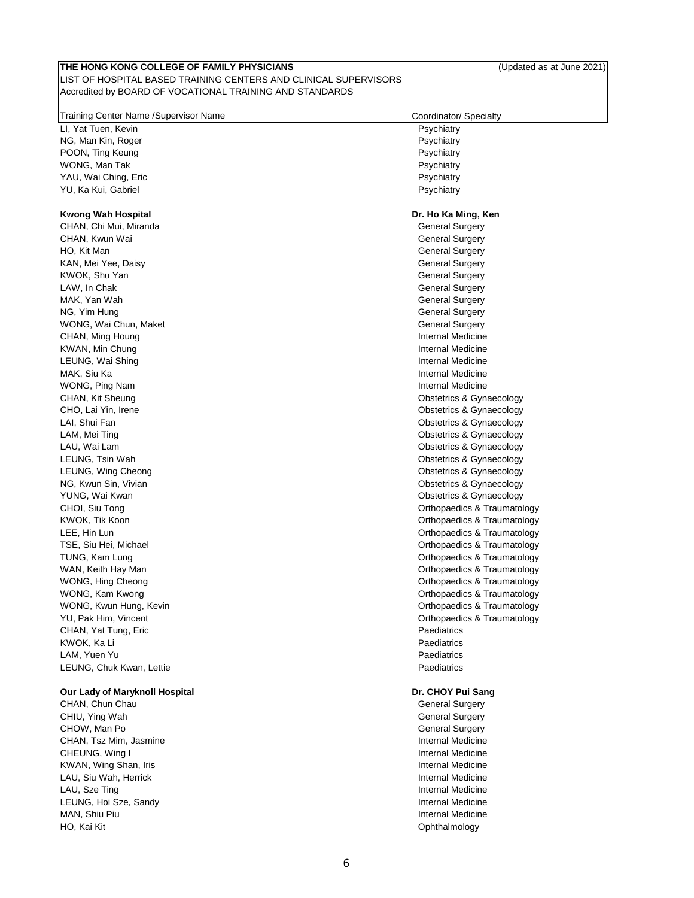**THE HONG KONG COLLEGE OF FAMILY PHYSICIANS** (Updated as at June 2021)

LIST OF HOSPITAL BASED TRAINING CENTERS AND CLINICAL SUPERVISORS

Accredited by BOARD OF VOCATIONAL TRAINING AND STANDARDS

| Training Center Name /Supervisor Name | Coordinator/ Specialty |
|---|---|
| LI, Yat Tuen, Kevin | Psychiatry |
| NG, Man Kin, Roger | Psychiatry |
| POON, Ting Keung | Psychiatry |
| WONG, Man Tak | Psychiatry |
| YAU, Wai Ching, Eric | Psychiatry |
| YU, Ka Kui, Gabriel | Psychiatry |
| | |
| **Kwong Wah Hospital** | **Dr. Ho Ka Ming, Ken** |
| CHAN, Chi Mui, Miranda | General Surgery |
| CHAN, Kwun Wai | General Surgery |
| HO, Kit Man | General Surgery |
| KAN, Mei Yee, Daisy | General Surgery |
| KWOK, Shu Yan | General Surgery |
| LAW, In Chak | General Surgery |
| MAK, Yan Wah | General Surgery |
| NG, Yim Hung | General Surgery |
| WONG, Wai Chun, Maket | General Surgery |
| CHAN, Ming Houng | Internal Medicine |
| KWAN, Min Chung | Internal Medicine |
| LEUNG, Wai Shing | Internal Medicine |
| MAK, Siu Ka | Internal Medicine |
| WONG, Ping Nam | Internal Medicine |
| CHAN, Kit Sheung | Obstetrics & Gynaecology |
| CHO, Lai Yin, Irene | Obstetrics & Gynaecology |
| LAI, Shui Fan | Obstetrics & Gynaecology |
| LAM, Mei Ting | Obstetrics & Gynaecology |
| LAU, Wai Lam | Obstetrics & Gynaecology |
| LEUNG, Tsin Wah | Obstetrics & Gynaecology |
| LEUNG, Wing Cheong | Obstetrics & Gynaecology |
| NG, Kwun Sin, Vivian | Obstetrics & Gynaecology |
| YUNG, Wai Kwan | Obstetrics & Gynaecology |
| CHOI, Siu Tong | Orthopaedics & Traumatology |
| KWOK, Tik Koon | Orthopaedics & Traumatology |
| LEE, Hin Lun | Orthopaedics & Traumatology |
| TSE, Siu Hei, Michael | Orthopaedics & Traumatology |
| TUNG, Kam Lung | Orthopaedics & Traumatology |
| WAN, Keith Hay Man | Orthopaedics & Traumatology |
| WONG, Hing Cheong | Orthopaedics & Traumatology |
| WONG, Kam Kwong | Orthopaedics & Traumatology |
| WONG, Kwun Hung, Kevin | Orthopaedics & Traumatology |
| YU, Pak Him, Vincent | Orthopaedics & Traumatology |
| CHAN, Yat Tung, Eric | Paediatrics |
| KWOK, Ka Li | Paediatrics |
| LAM, Yuen Yu | Paediatrics |
| LEUNG, Chuk Kwan, Lettie | Paediatrics |
| | |
| **Our Lady of Maryknoll Hospital** | **Dr. CHOY Pui Sang** |
| CHAN, Chun Chau | General Surgery |
| CHIU, Ying Wah | General Surgery |
| CHOW, Man Po | General Surgery |
| CHAN, Tsz Mim, Jasmine | Internal Medicine |
| CHEUNG, Wing I | Internal Medicine |
| KWAN, Wing Shan, Iris | Internal Medicine |
| LAU, Siu Wah, Herrick | Internal Medicine |
| LAU, Sze Ting | Internal Medicine |
| LEUNG, Hoi Sze, Sandy | Internal Medicine |
| MAN, Shiu Piu | Internal Medicine |
| HO, Kai Kit | Ophthalmology |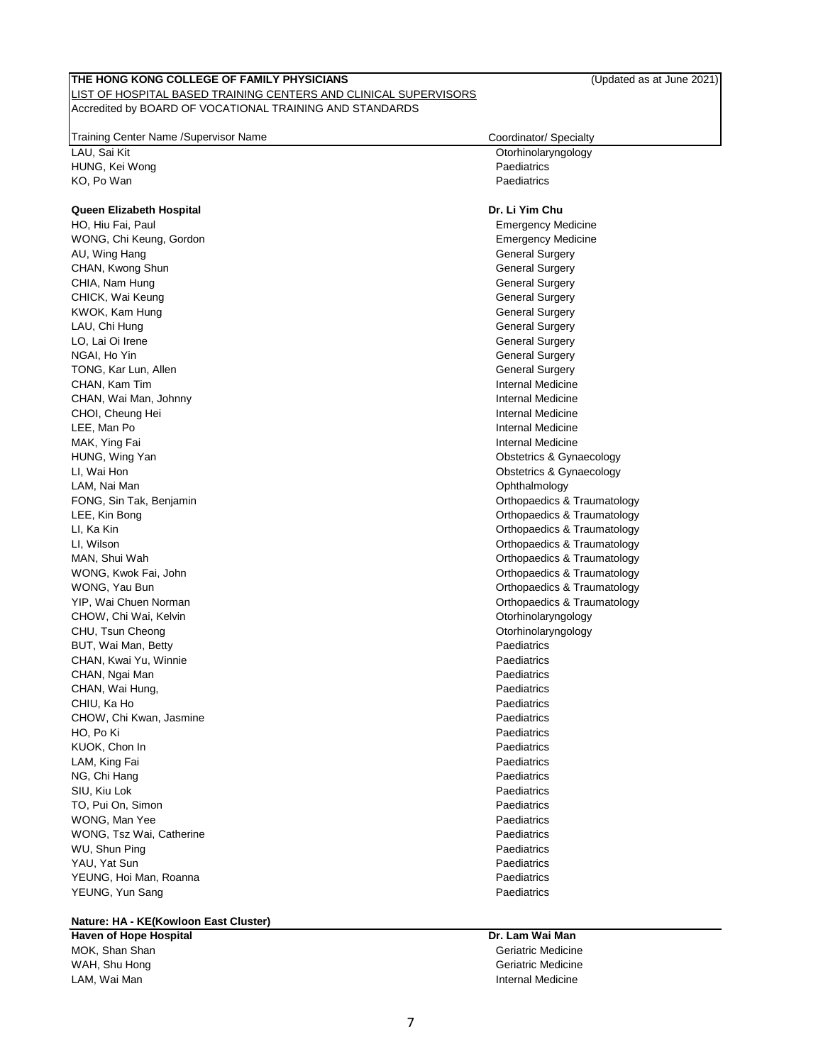**THE HONG KONG COLLEGE OF FAMILY PHYSICIANS** (Updated as at June 2021)

LIST OF HOSPITAL BASED TRAINING CENTERS AND CLINICAL SUPERVISORS

Accredited by BOARD OF VOCATIONAL TRAINING AND STANDARDS

| Training Center Name /Supervisor Name | Coordinator/ Specialty |
|---|---|
| LAU, Sai Kit | Otorhinolaryngology |
| HUNG, Kei Wong | Paediatrics |
| KO, Po Wan | Paediatrics |
| | |
| **Queen Elizabeth Hospital** | **Dr. Li Yim Chu** |
| HO, Hiu Fai, Paul | Emergency Medicine |
| WONG, Chi Keung, Gordon | Emergency Medicine |
| AU, Wing Hang | General Surgery |
| CHAN, Kwong Shun | General Surgery |
| CHIA, Nam Hung | General Surgery |
| CHICK, Wai Keung | General Surgery |
| KWOK, Kam Hung | General Surgery |
| LAU, Chi Hung | General Surgery |
| LO, Lai Oi Irene | General Surgery |
| NGAI, Ho Yin | General Surgery |
| TONG, Kar Lun, Allen | General Surgery |
| CHAN, Kam Tim | Internal Medicine |
| CHAN, Wai Man, Johnny | Internal Medicine |
| CHOI, Cheung Hei | Internal Medicine |
| LEE, Man Po | Internal Medicine |
| MAK, Ying Fai | Internal Medicine |
| HUNG, Wing Yan | Obstetrics & Gynaecology |
| LI, Wai Hon | Obstetrics & Gynaecology |
| LAM, Nai Man | Ophthalmology |
| FONG, Sin Tak, Benjamin | Orthopaedics & Traumatology |
| LEE, Kin Bong | Orthopaedics & Traumatology |
| LI, Ka Kin | Orthopaedics & Traumatology |
| LI, Wilson | Orthopaedics & Traumatology |
| MAN, Shui Wah | Orthopaedics & Traumatology |
| WONG, Kwok Fai, John | Orthopaedics & Traumatology |
| WONG, Yau Bun | Orthopaedics & Traumatology |
| YIP, Wai Chuen Norman | Orthopaedics & Traumatology |
| CHOW, Chi Wai, Kelvin | Otorhinolaryngology |
| CHU, Tsun Cheong | Otorhinolaryngology |
| BUT, Wai Man, Betty | Paediatrics |
| CHAN, Kwai Yu, Winnie | Paediatrics |
| CHAN, Ngai Man | Paediatrics |
| CHAN, Wai Hung, | Paediatrics |
| CHIU, Ka Ho | Paediatrics |
| CHOW, Chi Kwan, Jasmine | Paediatrics |
| HO, Po Ki | Paediatrics |
| KUOK, Chon In | Paediatrics |
| LAM, King Fai | Paediatrics |
| NG, Chi Hang | Paediatrics |
| SIU, Kiu Lok | Paediatrics |
| TO, Pui On, Simon | Paediatrics |
| WONG, Man Yee | Paediatrics |
| WONG, Tsz Wai, Catherine | Paediatrics |
| WU, Shun Ping | Paediatrics |
| YAU, Yat Sun | Paediatrics |
| YEUNG, Hoi Man, Roanna | Paediatrics |
| YEUNG, Yun Sang | Paediatrics |

**Nature: HA - KE(Kowloon East Cluster)**

| Training Center Name /Supervisor Name | Coordinator/ Specialty |
|---|---|
| **Haven of Hope Hospital** | **Dr. Lam Wai Man** |
| MOK, Shan Shan | Geriatric Medicine |
| WAH, Shu Hong | Geriatric Medicine |
| LAM, Wai Man | Internal Medicine |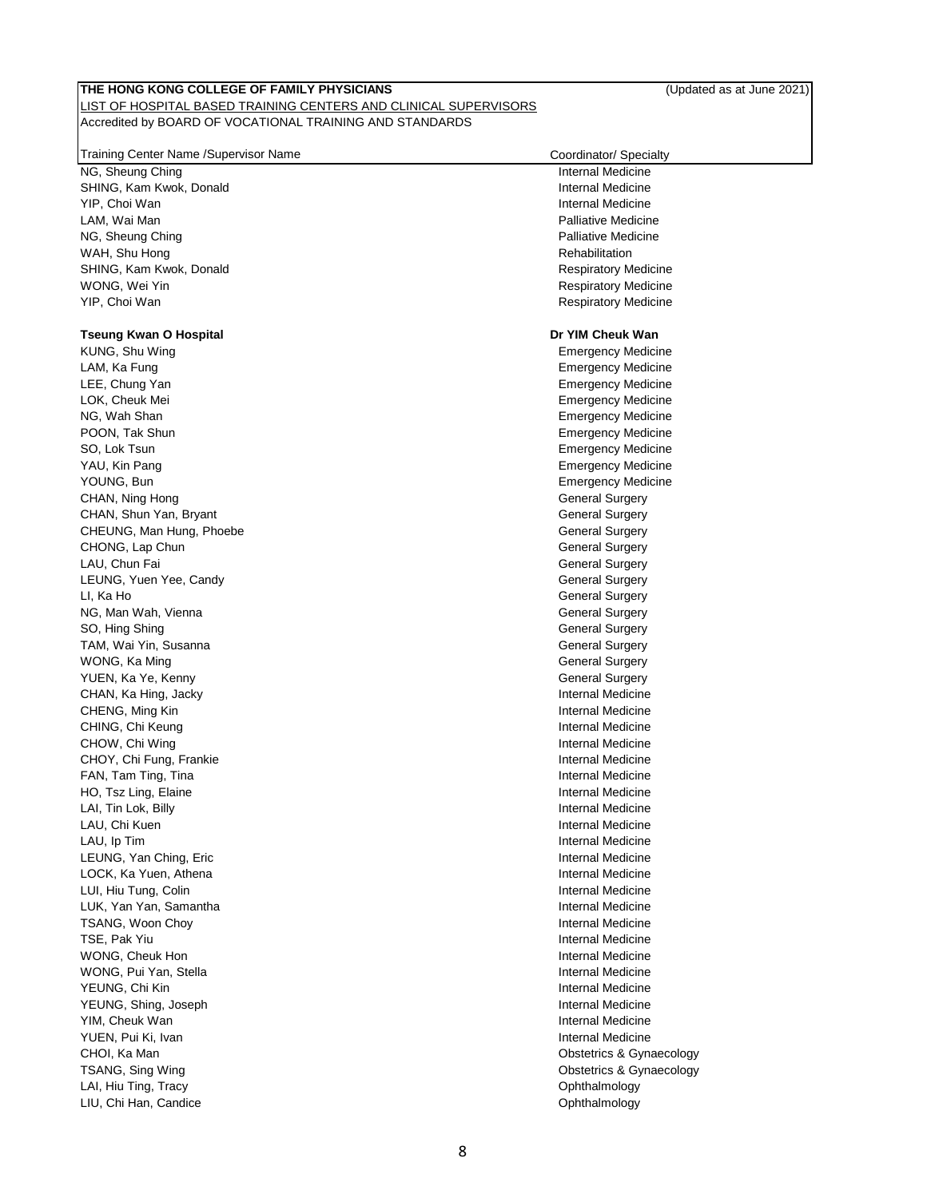**THE HONG KONG COLLEGE OF FAMILY PHYSICIANS** (Updated as at June 2021)

LIST OF HOSPITAL BASED TRAINING CENTERS AND CLINICAL SUPERVISORS

Accredited by BOARD OF VOCATIONAL TRAINING AND STANDARDS

| Training Center Name /Supervisor Name | Coordinator/ Specialty |
|---|---|
| NG, Sheung Ching | Internal Medicine |
| SHING, Kam Kwok, Donald | Internal Medicine |
| YIP, Choi Wan | Internal Medicine |
| LAM, Wai Man | Palliative Medicine |
| NG, Sheung Ching | Palliative Medicine |
| WAH, Shu Hong | Rehabilitation |
| SHING, Kam Kwok, Donald | Respiratory Medicine |
| WONG, Wei Yin | Respiratory Medicine |
| YIP, Choi Wan | Respiratory Medicine |
| | |
| **Tseung Kwan O Hospital** | **Dr YIM Cheuk Wan** |
| KUNG, Shu Wing | Emergency Medicine |
| LAM, Ka Fung | Emergency Medicine |
| LEE, Chung Yan | Emergency Medicine |
| LOK, Cheuk Mei | Emergency Medicine |
| NG, Wah Shan | Emergency Medicine |
| POON, Tak Shun | Emergency Medicine |
| SO, Lok Tsun | Emergency Medicine |
| YAU, Kin Pang | Emergency Medicine |
| YOUNG, Bun | Emergency Medicine |
| CHAN, Ning Hong | General Surgery |
| CHAN, Shun Yan, Bryant | General Surgery |
| CHEUNG, Man Hung, Phoebe | General Surgery |
| CHONG, Lap Chun | General Surgery |
| LAU, Chun Fai | General Surgery |
| LEUNG, Yuen Yee, Candy | General Surgery |
| LI, Ka Ho | General Surgery |
| NG, Man Wah, Vienna | General Surgery |
| SO, Hing Shing | General Surgery |
| TAM, Wai Yin, Susanna | General Surgery |
| WONG, Ka Ming | General Surgery |
| YUEN, Ka Ye, Kenny | General Surgery |
| CHAN, Ka Hing, Jacky | Internal Medicine |
| CHENG, Ming Kin | Internal Medicine |
| CHING, Chi Keung | Internal Medicine |
| CHOW, Chi Wing | Internal Medicine |
| CHOY, Chi Fung, Frankie | Internal Medicine |
| FAN, Tam Ting, Tina | Internal Medicine |
| HO, Tsz Ling, Elaine | Internal Medicine |
| LAI, Tin Lok, Billy | Internal Medicine |
| LAU, Chi Kuen | Internal Medicine |
| LAU, Ip Tim | Internal Medicine |
| LEUNG, Yan Ching, Eric | Internal Medicine |
| LOCK, Ka Yuen, Athena | Internal Medicine |
| LUI, Hiu Tung, Colin | Internal Medicine |
| LUK, Yan Yan, Samantha | Internal Medicine |
| TSANG, Woon Choy | Internal Medicine |
| TSE, Pak Yiu | Internal Medicine |
| WONG, Cheuk Hon | Internal Medicine |
| WONG, Pui Yan, Stella | Internal Medicine |
| YEUNG, Chi Kin | Internal Medicine |
| YEUNG, Shing, Joseph | Internal Medicine |
| YIM, Cheuk Wan | Internal Medicine |
| YUEN, Pui Ki, Ivan | Internal Medicine |
| CHOI, Ka Man | Obstetrics & Gynaecology |
| TSANG, Sing Wing | Obstetrics & Gynaecology |
| LAI, Hiu Ting, Tracy | Ophthalmology |
| LIU, Chi Han, Candice | Ophthalmology |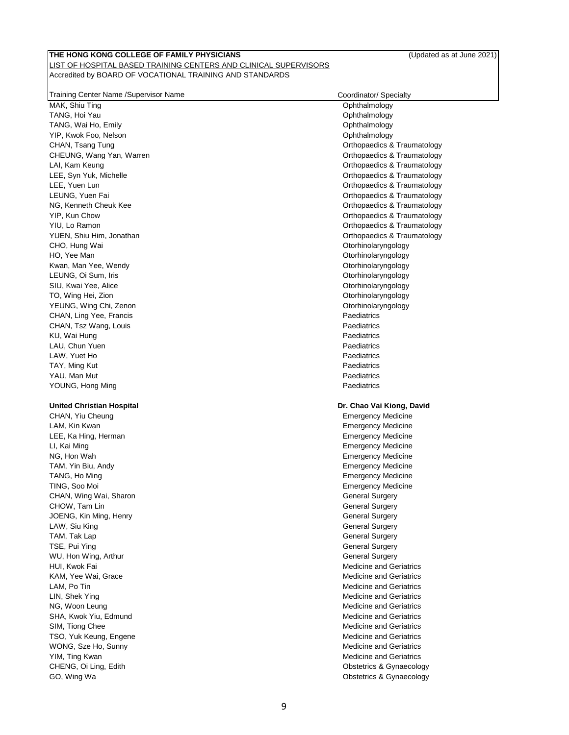**THE HONG KONG COLLEGE OF FAMILY PHYSICIANS** (Updated as at June 2021)

LIST OF HOSPITAL BASED TRAINING CENTERS AND CLINICAL SUPERVISORS

Accredited by BOARD OF VOCATIONAL TRAINING AND STANDARDS

| Training Center Name /Supervisor Name | Coordinator/ Specialty |
|---|---|
| MAK, Shiu Ting | Ophthalmology |
| TANG, Hoi Yau | Ophthalmology |
| TANG, Wai Ho, Emily | Ophthalmology |
| YIP, Kwok Foo, Nelson | Ophthalmology |
| CHAN, Tsang Tung | Orthopaedics & Traumatology |
| CHEUNG, Wang Yan, Warren | Orthopaedics & Traumatology |
| LAI, Kam Keung | Orthopaedics & Traumatology |
| LEE, Syn Yuk, Michelle | Orthopaedics & Traumatology |
| LEE, Yuen Lun | Orthopaedics & Traumatology |
| LEUNG, Yuen Fai | Orthopaedics & Traumatology |
| NG, Kenneth Cheuk Kee | Orthopaedics & Traumatology |
| YIP, Kun Chow | Orthopaedics & Traumatology |
| YIU, Lo Ramon | Orthopaedics & Traumatology |
| YUEN, Shiu Him, Jonathan | Orthopaedics & Traumatology |
| CHO, Hung Wai | Otorhinolaryngology |
| HO, Yee Man | Otorhinolaryngology |
| Kwan, Man Yee, Wendy | Otorhinolaryngology |
| LEUNG, Oi Sum, Iris | Otorhinolaryngology |
| SIU, Kwai Yee, Alice | Otorhinolaryngology |
| TO, Wing Hei, Zion | Otorhinolaryngology |
| YEUNG, Wing Chi, Zenon | Otorhinolaryngology |
| CHAN, Ling Yee, Francis | Paediatrics |
| CHAN, Tsz Wang, Louis | Paediatrics |
| KU, Wai Hung | Paediatrics |
| LAU, Chun Yuen | Paediatrics |
| LAW, Yuet Ho | Paediatrics |
| TAY, Ming Kut | Paediatrics |
| YAU, Man Mut | Paediatrics |
| YOUNG, Hong Ming | Paediatrics |
| | |
| **United Christian Hospital** | **Dr. Chao Vai Kiong, David** |
| CHAN, Yiu Cheung | Emergency Medicine |
| LAM, Kin Kwan | Emergency Medicine |
| LEE, Ka Hing, Herman | Emergency Medicine |
| LI, Kai Ming | Emergency Medicine |
| NG, Hon Wah | Emergency Medicine |
| TAM, Yin Biu, Andy | Emergency Medicine |
| TANG, Ho Ming | Emergency Medicine |
| TING, Soo Moi | Emergency Medicine |
| CHAN, Wing Wai, Sharon | General Surgery |
| CHOW, Tam Lin | General Surgery |
| JOENG, Kin Ming, Henry | General Surgery |
| LAW, Siu King | General Surgery |
| TAM, Tak Lap | General Surgery |
| TSE, Pui Ying | General Surgery |
| WU, Hon Wing, Arthur | General Surgery |
| HUI, Kwok Fai | Medicine and Geriatrics |
| KAM, Yee Wai, Grace | Medicine and Geriatrics |
| LAM, Po Tin | Medicine and Geriatrics |
| LIN, Shek Ying | Medicine and Geriatrics |
| NG, Woon Leung | Medicine and Geriatrics |
| SHA, Kwok Yiu, Edmund | Medicine and Geriatrics |
| SIM, Tiong Chee | Medicine and Geriatrics |
| TSO, Yuk Keung, Engene | Medicine and Geriatrics |
| WONG, Sze Ho, Sunny | Medicine and Geriatrics |
| YIM, Ting Kwan | Medicine and Geriatrics |
| CHENG, Oi Ling, Edith | Obstetrics & Gynaecology |
| GO, Wing Wa | Obstetrics & Gynaecology |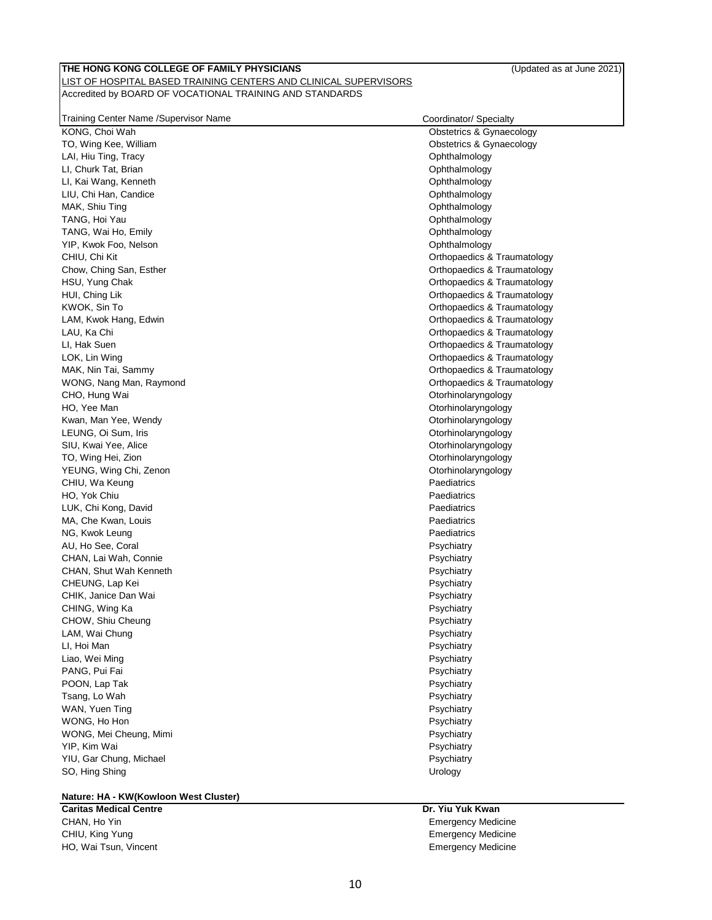**THE HONG KONG COLLEGE OF FAMILY PHYSICIANS** (Updated as at June 2021)

LIST OF HOSPITAL BASED TRAINING CENTERS AND CLINICAL SUPERVISORS

Accredited by BOARD OF VOCATIONAL TRAINING AND STANDARDS

| Training Center Name /Supervisor Name | Coordinator/ Specialty |
|---|---|
| KONG, Choi Wah | Obstetrics & Gynaecology |
| TO, Wing Kee, William | Obstetrics & Gynaecology |
| LAI, Hiu Ting, Tracy | Ophthalmology |
| LI, Churk Tat, Brian | Ophthalmology |
| LI, Kai Wang, Kenneth | Ophthalmology |
| LIU, Chi Han, Candice | Ophthalmology |
| MAK, Shiu Ting | Ophthalmology |
| TANG, Hoi Yau | Ophthalmology |
| TANG, Wai Ho, Emily | Ophthalmology |
| YIP, Kwok Foo, Nelson | Ophthalmology |
| CHIU, Chi Kit | Orthopaedics & Traumatology |
| Chow, Ching San, Esther | Orthopaedics & Traumatology |
| HSU, Yung Chak | Orthopaedics & Traumatology |
| HUI, Ching Lik | Orthopaedics & Traumatology |
| KWOK, Sin To | Orthopaedics & Traumatology |
| LAM, Kwok Hang, Edwin | Orthopaedics & Traumatology |
| LAU, Ka Chi | Orthopaedics & Traumatology |
| LI, Hak Suen | Orthopaedics & Traumatology |
| LOK, Lin Wing | Orthopaedics & Traumatology |
| MAK, Nin Tai, Sammy | Orthopaedics & Traumatology |
| WONG, Nang Man, Raymond | Orthopaedics & Traumatology |
| CHO, Hung Wai | Otorhinolaryngology |
| HO, Yee Man | Otorhinolaryngology |
| Kwan, Man Yee, Wendy | Otorhinolaryngology |
| LEUNG, Oi Sum, Iris | Otorhinolaryngology |
| SIU, Kwai Yee, Alice | Otorhinolaryngology |
| TO, Wing Hei, Zion | Otorhinolaryngology |
| YEUNG, Wing Chi, Zenon | Otorhinolaryngology |
| CHIU, Wa Keung | Paediatrics |
| HO, Yok Chiu | Paediatrics |
| LUK, Chi Kong, David | Paediatrics |
| MA, Che Kwan, Louis | Paediatrics |
| NG, Kwok Leung | Paediatrics |
| AU, Ho See, Coral | Psychiatry |
| CHAN, Lai Wah, Connie | Psychiatry |
| CHAN, Shut Wah Kenneth | Psychiatry |
| CHEUNG, Lap Kei | Psychiatry |
| CHIK, Janice Dan Wai | Psychiatry |
| CHING, Wing Ka | Psychiatry |
| CHOW, Shiu Cheung | Psychiatry |
| LAM, Wai Chung | Psychiatry |
| LI, Hoi Man | Psychiatry |
| Liao, Wei Ming | Psychiatry |
| PANG, Pui Fai | Psychiatry |
| POON, Lap Tak | Psychiatry |
| Tsang, Lo Wah | Psychiatry |
| WAN, Yuen Ting | Psychiatry |
| WONG, Ho Hon | Psychiatry |
| WONG, Mei Cheung, Mimi | Psychiatry |
| YIP, Kim Wai | Psychiatry |
| YIU, Gar Chung, Michael | Psychiatry |
| SO, Hing Shing | Urology |

**Nature: HA - KW(Kowloon West Cluster)**

| **Caritas Medical Centre** | **Dr. Yiu Yuk Kwan** |
|---|---|
| CHAN, Ho Yin | Emergency Medicine |
| CHIU, King Yung | Emergency Medicine |
| HO, Wai Tsun, Vincent | Emergency Medicine |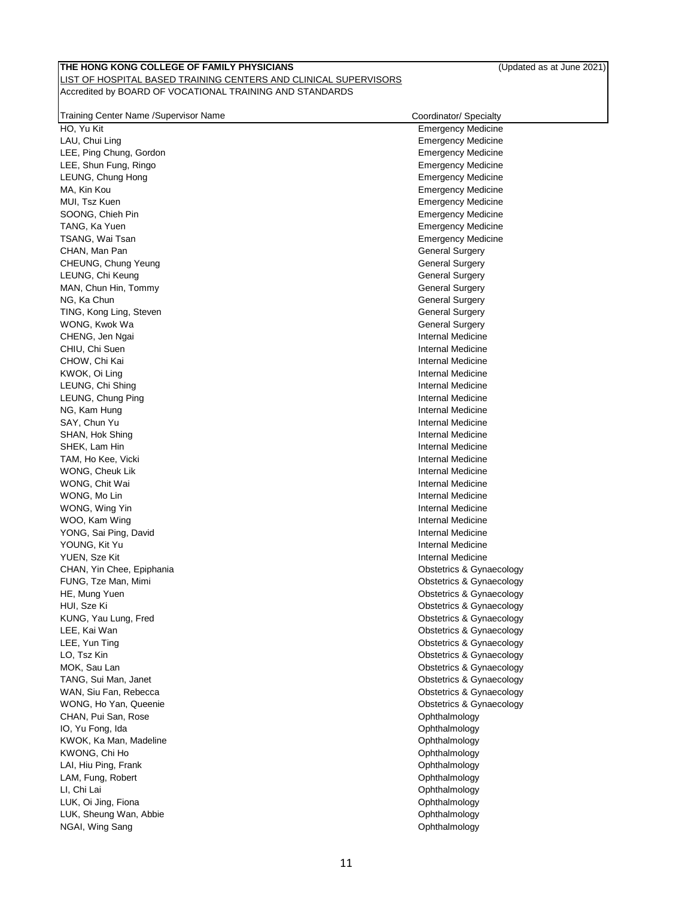**THE HONG KONG COLLEGE OF FAMILY PHYSICIANS** (Updated as at June 2021)

LIST OF HOSPITAL BASED TRAINING CENTERS AND CLINICAL SUPERVISORS

Accredited by BOARD OF VOCATIONAL TRAINING AND STANDARDS

| Training Center Name /Supervisor Name | Coordinator/ Specialty |
|---|---|
| HO, Yu Kit | Emergency Medicine |
| LAU, Chui Ling | Emergency Medicine |
| LEE, Ping Chung, Gordon | Emergency Medicine |
| LEE, Shun Fung, Ringo | Emergency Medicine |
| LEUNG, Chung Hong | Emergency Medicine |
| MA, Kin Kou | Emergency Medicine |
| MUI, Tsz Kuen | Emergency Medicine |
| SOONG, Chieh Pin | Emergency Medicine |
| TANG, Ka Yuen | Emergency Medicine |
| TSANG, Wai Tsan | Emergency Medicine |
| CHAN, Man Pan | General Surgery |
| CHEUNG, Chung Yeung | General Surgery |
| LEUNG, Chi Keung | General Surgery |
| MAN, Chun Hin, Tommy | General Surgery |
| NG, Ka Chun | General Surgery |
| TING, Kong Ling, Steven | General Surgery |
| WONG, Kwok Wa | General Surgery |
| CHENG, Jen Ngai | Internal Medicine |
| CHIU, Chi Suen | Internal Medicine |
| CHOW, Chi Kai | Internal Medicine |
| KWOK, Oi Ling | Internal Medicine |
| LEUNG, Chi Shing | Internal Medicine |
| LEUNG, Chung Ping | Internal Medicine |
| NG, Kam Hung | Internal Medicine |
| SAY, Chun Yu | Internal Medicine |
| SHAN, Hok Shing | Internal Medicine |
| SHEK, Lam Hin | Internal Medicine |
| TAM, Ho Kee, Vicki | Internal Medicine |
| WONG, Cheuk Lik | Internal Medicine |
| WONG, Chit Wai | Internal Medicine |
| WONG, Mo Lin | Internal Medicine |
| WONG, Wing Yin | Internal Medicine |
| WOO, Kam Wing | Internal Medicine |
| YONG, Sai Ping, David | Internal Medicine |
| YOUNG, Kit Yu | Internal Medicine |
| YUEN, Sze Kit | Internal Medicine |
| CHAN, Yin Chee, Epiphania | Obstetrics & Gynaecology |
| FUNG, Tze Man, Mimi | Obstetrics & Gynaecology |
| HE, Mung Yuen | Obstetrics & Gynaecology |
| HUI, Sze Ki | Obstetrics & Gynaecology |
| KUNG, Yau Lung, Fred | Obstetrics & Gynaecology |
| LEE, Kai Wan | Obstetrics & Gynaecology |
| LEE, Yun Ting | Obstetrics & Gynaecology |
| LO, Tsz Kin | Obstetrics & Gynaecology |
| MOK, Sau Lan | Obstetrics & Gynaecology |
| TANG, Sui Man, Janet | Obstetrics & Gynaecology |
| WAN, Siu Fan, Rebecca | Obstetrics & Gynaecology |
| WONG, Ho Yan, Queenie | Obstetrics & Gynaecology |
| CHAN, Pui San, Rose | Ophthalmology |
| IO, Yu Fong, Ida | Ophthalmology |
| KWOK, Ka Man, Madeline | Ophthalmology |
| KWONG, Chi Ho | Ophthalmology |
| LAI, Hiu Ping, Frank | Ophthalmology |
| LAM, Fung, Robert | Ophthalmology |
| LI, Chi Lai | Ophthalmology |
| LUK, Oi Jing, Fiona | Ophthalmology |
| LUK, Sheung Wan, Abbie | Ophthalmology |
| NGAI, Wing Sang | Ophthalmology |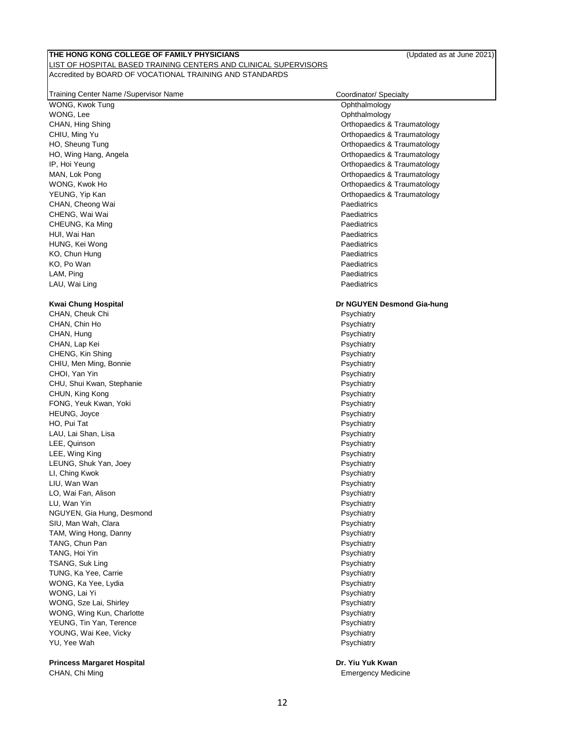**THE HONG KONG COLLEGE OF FAMILY PHYSICIANS** (Updated as at June 2021)

LIST OF HOSPITAL BASED TRAINING CENTERS AND CLINICAL SUPERVISORS

Accredited by BOARD OF VOCATIONAL TRAINING AND STANDARDS

| Training Center Name /Supervisor Name | Coordinator/ Specialty |
|---|---|
| WONG, Kwok Tung | Ophthalmology |
| WONG, Lee | Ophthalmology |
| CHAN, Hing Shing | Orthopaedics & Traumatology |
| CHIU, Ming Yu | Orthopaedics & Traumatology |
| HO, Sheung Tung | Orthopaedics & Traumatology |
| HO, Wing Hang, Angela | Orthopaedics & Traumatology |
| IP, Hoi Yeung | Orthopaedics & Traumatology |
| MAN, Lok Pong | Orthopaedics & Traumatology |
| WONG, Kwok Ho | Orthopaedics & Traumatology |
| YEUNG, Yip Kan | Orthopaedics & Traumatology |
| CHAN, Cheong Wai | Paediatrics |
| CHENG, Wai Wai | Paediatrics |
| CHEUNG, Ka Ming | Paediatrics |
| HUI, Wai Han | Paediatrics |
| HUNG, Kei Wong | Paediatrics |
| KO, Chun Hung | Paediatrics |
| KO, Po Wan | Paediatrics |
| LAM, Ping | Paediatrics |
| LAU, Wai Ling | Paediatrics |
| | |
| **Kwai Chung Hospital** | **Dr NGUYEN Desmond Gia-hung** |
| CHAN, Cheuk Chi | Psychiatry |
| CHAN, Chin Ho | Psychiatry |
| CHAN, Hung | Psychiatry |
| CHAN, Lap Kei | Psychiatry |
| CHENG, Kin Shing | Psychiatry |
| CHIU, Men Ming, Bonnie | Psychiatry |
| CHOI, Yan Yin | Psychiatry |
| CHU, Shui Kwan, Stephanie | Psychiatry |
| CHUN, King Kong | Psychiatry |
| FONG, Yeuk Kwan, Yoki | Psychiatry |
| HEUNG, Joyce | Psychiatry |
| HO, Pui Tat | Psychiatry |
| LAU, Lai Shan, Lisa | Psychiatry |
| LEE, Quinson | Psychiatry |
| LEE, Wing King | Psychiatry |
| LEUNG, Shuk Yan, Joey | Psychiatry |
| LI, Ching Kwok | Psychiatry |
| LIU, Wan Wan | Psychiatry |
| LO, Wai Fan, Alison | Psychiatry |
| LU, Wan Yin | Psychiatry |
| NGUYEN, Gia Hung, Desmond | Psychiatry |
| SIU, Man Wah, Clara | Psychiatry |
| TAM, Wing Hong, Danny | Psychiatry |
| TANG, Chun Pan | Psychiatry |
| TANG, Hoi Yin | Psychiatry |
| TSANG, Suk Ling | Psychiatry |
| TUNG, Ka Yee, Carrie | Psychiatry |
| WONG, Ka Yee, Lydia | Psychiatry |
| WONG, Lai Yi | Psychiatry |
| WONG, Sze Lai, Shirley | Psychiatry |
| WONG, Wing Kun, Charlotte | Psychiatry |
| YEUNG, Tin Yan, Terence | Psychiatry |
| YOUNG, Wai Kee, Vicky | Psychiatry |
| YU, Yee Wah | Psychiatry |
| | |
| **Princess Margaret Hospital** | **Dr. Yiu Yuk Kwan** |
| CHAN, Chi Ming | Emergency Medicine |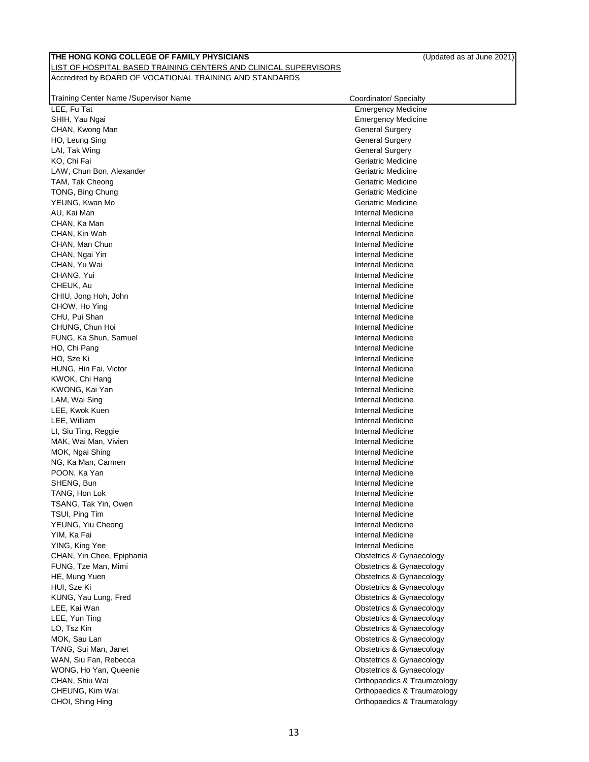**THE HONG KONG COLLEGE OF FAMILY PHYSICIANS** (Updated as at June 2021)

LIST OF HOSPITAL BASED TRAINING CENTERS AND CLINICAL SUPERVISORS

Accredited by BOARD OF VOCATIONAL TRAINING AND STANDARDS

| Training Center Name /Supervisor Name | Coordinator/ Specialty |
|---|---|
| LEE, Fu Tat | Emergency Medicine |
| SHIH, Yau Ngai | Emergency Medicine |
| CHAN, Kwong Man | General Surgery |
| HO, Leung Sing | General Surgery |
| LAI, Tak Wing | General Surgery |
| KO, Chi Fai | Geriatric Medicine |
| LAW, Chun Bon, Alexander | Geriatric Medicine |
| TAM, Tak Cheong | Geriatric Medicine |
| TONG, Bing Chung | Geriatric Medicine |
| YEUNG, Kwan Mo | Geriatric Medicine |
| AU, Kai Man | Internal Medicine |
| CHAN, Ka Man | Internal Medicine |
| CHAN, Kin Wah | Internal Medicine |
| CHAN, Man Chun | Internal Medicine |
| CHAN, Ngai Yin | Internal Medicine |
| CHAN, Yu Wai | Internal Medicine |
| CHANG, Yui | Internal Medicine |
| CHEUK, Au | Internal Medicine |
| CHIU, Jong Hoh, John | Internal Medicine |
| CHOW, Ho Ying | Internal Medicine |
| CHU, Pui Shan | Internal Medicine |
| CHUNG, Chun Hoi | Internal Medicine |
| FUNG, Ka Shun, Samuel | Internal Medicine |
| HO, Chi Pang | Internal Medicine |
| HO, Sze Ki | Internal Medicine |
| HUNG, Hin Fai, Victor | Internal Medicine |
| KWOK, Chi Hang | Internal Medicine |
| KWONG, Kai Yan | Internal Medicine |
| LAM, Wai Sing | Internal Medicine |
| LEE, Kwok Kuen | Internal Medicine |
| LEE, William | Internal Medicine |
| LI, Siu Ting, Reggie | Internal Medicine |
| MAK, Wai Man, Vivien | Internal Medicine |
| MOK, Ngai Shing | Internal Medicine |
| NG, Ka Man, Carmen | Internal Medicine |
| POON, Ka Yan | Internal Medicine |
| SHENG, Bun | Internal Medicine |
| TANG, Hon Lok | Internal Medicine |
| TSANG, Tak Yin, Owen | Internal Medicine |
| TSUI, Ping Tim | Internal Medicine |
| YEUNG, Yiu Cheong | Internal Medicine |
| YIM, Ka Fai | Internal Medicine |
| YING, King Yee | Internal Medicine |
| CHAN, Yin Chee, Epiphania | Obstetrics & Gynaecology |
| FUNG, Tze Man, Mimi | Obstetrics & Gynaecology |
| HE, Mung Yuen | Obstetrics & Gynaecology |
| HUI, Sze Ki | Obstetrics & Gynaecology |
| KUNG, Yau Lung, Fred | Obstetrics & Gynaecology |
| LEE, Kai Wan | Obstetrics & Gynaecology |
| LEE, Yun Ting | Obstetrics & Gynaecology |
| LO, Tsz Kin | Obstetrics & Gynaecology |
| MOK, Sau Lan | Obstetrics & Gynaecology |
| TANG, Sui Man, Janet | Obstetrics & Gynaecology |
| WAN, Siu Fan, Rebecca | Obstetrics & Gynaecology |
| WONG, Ho Yan, Queenie | Obstetrics & Gynaecology |
| CHAN, Shiu Wai | Orthopaedics & Traumatology |
| CHEUNG, Kim Wai | Orthopaedics & Traumatology |
| CHOI, Shing Hing | Orthopaedics & Traumatology |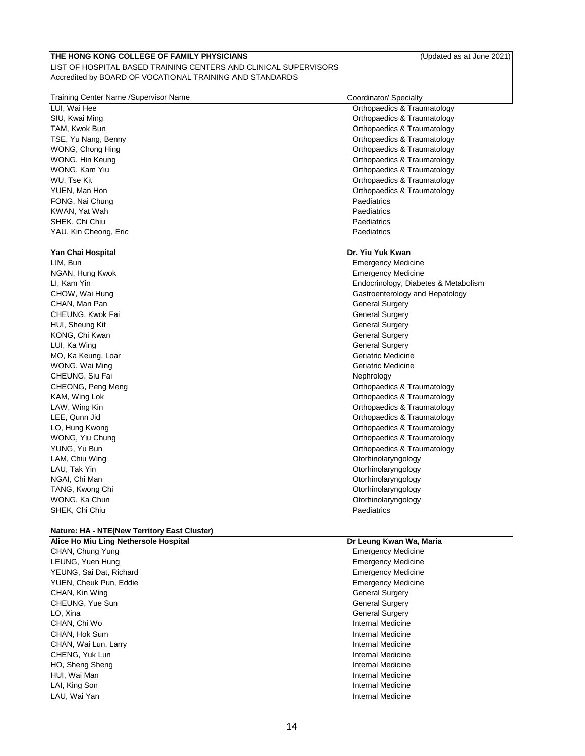**THE HONG KONG COLLEGE OF FAMILY PHYSICIANS** (Updated as at June 2021)

LIST OF HOSPITAL BASED TRAINING CENTERS AND CLINICAL SUPERVISORS

Accredited by BOARD OF VOCATIONAL TRAINING AND STANDARDS

| Training Center Name /Supervisor Name | Coordinator/ Specialty |
|---|---|
| LUI, Wai Hee | Orthopaedics & Traumatology |
| SIU, Kwai Ming | Orthopaedics & Traumatology |
| TAM, Kwok Bun | Orthopaedics & Traumatology |
| TSE, Yu Nang, Benny | Orthopaedics & Traumatology |
| WONG, Chong Hing | Orthopaedics & Traumatology |
| WONG, Hin Keung | Orthopaedics & Traumatology |
| WONG, Kam Yiu | Orthopaedics & Traumatology |
| WU, Tse Kit | Orthopaedics & Traumatology |
| YUEN, Man Hon | Orthopaedics & Traumatology |
| FONG, Nai Chung | Paediatrics |
| KWAN, Yat Wah | Paediatrics |
| SHEK, Chi Chiu | Paediatrics |
| YAU, Kin Cheong, Eric | Paediatrics |
| | |
| **Yan Chai Hospital** | **Dr. Yiu Yuk Kwan** |
| LIM, Bun | Emergency Medicine |
| NGAN, Hung Kwok | Emergency Medicine |
| LI, Kam Yin | Endocrinology, Diabetes & Metabolism |
| CHOW, Wai Hung | Gastroenterology and Hepatology |
| CHAN, Man Pan | General Surgery |
| CHEUNG, Kwok Fai | General Surgery |
| HUI, Sheung Kit | General Surgery |
| KONG, Chi Kwan | General Surgery |
| LUI, Ka Wing | General Surgery |
| MO, Ka Keung, Loar | Geriatric Medicine |
| WONG, Wai Ming | Geriatric Medicine |
| CHEUNG, Siu Fai | Nephrology |
| CHEONG, Peng Meng | Orthopaedics & Traumatology |
| KAM, Wing Lok | Orthopaedics & Traumatology |
| LAW, Wing Kin | Orthopaedics & Traumatology |
| LEE, Qunn Jid | Orthopaedics & Traumatology |
| LO, Hung Kwong | Orthopaedics & Traumatology |
| WONG, Yiu Chung | Orthopaedics & Traumatology |
| YUNG, Yu Bun | Orthopaedics & Traumatology |
| LAM, Chiu Wing | Otorhinolaryngology |
| LAU, Tak Yin | Otorhinolaryngology |
| NGAI, Chi Man | Otorhinolaryngology |
| TANG, Kwong Chi | Otorhinolaryngology |
| WONG, Ka Chun | Otorhinolaryngology |
| SHEK, Chi Chiu | Paediatrics |
| | |
| **Nature: HA - NTE(New Territory East Cluster)** | |
| **Alice Ho Miu Ling Nethersole Hospital** | **Dr Leung Kwan Wa, Maria** |
| CHAN, Chung Yung | Emergency Medicine |
| LEUNG, Yuen Hung | Emergency Medicine |
| YEUNG, Sai Dat, Richard | Emergency Medicine |
| YUEN, Cheuk Pun, Eddie | Emergency Medicine |
| CHAN, Kin Wing | General Surgery |
| CHEUNG, Yue Sun | General Surgery |
| LO, Xina | General Surgery |
| CHAN, Chi Wo | Internal Medicine |
| CHAN, Hok Sum | Internal Medicine |
| CHAN, Wai Lun, Larry | Internal Medicine |
| CHENG, Yuk Lun | Internal Medicine |
| HO, Sheng Sheng | Internal Medicine |
| HUI, Wai Man | Internal Medicine |
| LAI, King Son | Internal Medicine |
| LAU, Wai Yan | Internal Medicine |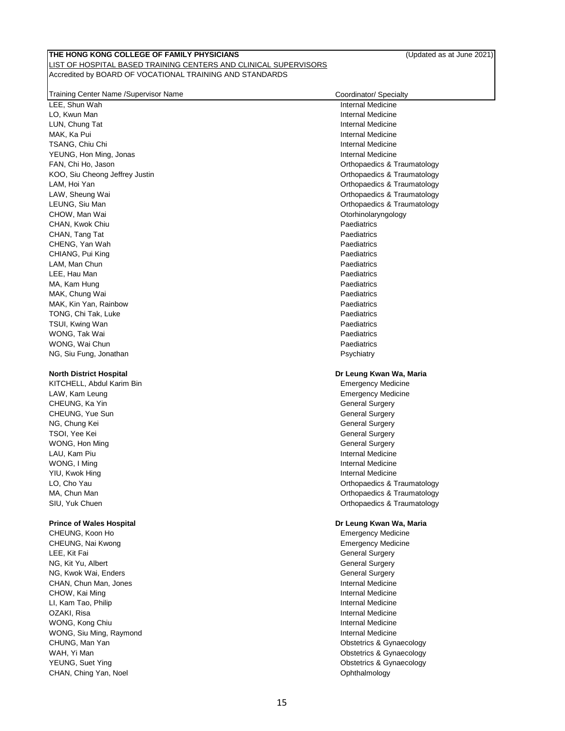**THE HONG KONG COLLEGE OF FAMILY PHYSICIANS** (Updated as at June 2021)

LIST OF HOSPITAL BASED TRAINING CENTERS AND CLINICAL SUPERVISORS

Accredited by BOARD OF VOCATIONAL TRAINING AND STANDARDS

| Training Center Name /Supervisor Name | Coordinator/ Specialty |
|---|---|
| LEE, Shun Wah | Internal Medicine |
| LO, Kwun Man | Internal Medicine |
| LUN, Chung Tat | Internal Medicine |
| MAK, Ka Pui | Internal Medicine |
| TSANG, Chiu Chi | Internal Medicine |
| YEUNG, Hon Ming, Jonas | Internal Medicine |
| FAN, Chi Ho, Jason | Orthopaedics & Traumatology |
| KOO, Siu Cheong Jeffrey Justin | Orthopaedics & Traumatology |
| LAM, Hoi Yan | Orthopaedics & Traumatology |
| LAW, Sheung Wai | Orthopaedics & Traumatology |
| LEUNG, Siu Man | Orthopaedics & Traumatology |
| CHOW, Man Wai | Otorhinolaryngology |
| CHAN, Kwok Chiu | Paediatrics |
| CHAN, Tang Tat | Paediatrics |
| CHENG, Yan Wah | Paediatrics |
| CHIANG, Pui King | Paediatrics |
| LAM, Man Chun | Paediatrics |
| LEE, Hau Man | Paediatrics |
| MA, Kam Hung | Paediatrics |
| MAK, Chung Wai | Paediatrics |
| MAK, Kin Yan, Rainbow | Paediatrics |
| TONG, Chi Tak, Luke | Paediatrics |
| TSUI, Kwing Wan | Paediatrics |
| WONG, Tak Wai | Paediatrics |
| WONG, Wai Chun | Paediatrics |
| NG, Siu Fung, Jonathan | Psychiatry |
| | |
| **North District Hospital** | **Dr Leung Kwan Wa, Maria** |
| KITCHELL, Abdul Karim Bin | Emergency Medicine |
| LAW, Kam Leung | Emergency Medicine |
| CHEUNG, Ka Yin | General Surgery |
| CHEUNG, Yue Sun | General Surgery |
| NG, Chung Kei | General Surgery |
| TSOI, Yee Kei | General Surgery |
| WONG, Hon Ming | General Surgery |
| LAU, Kam Piu | Internal Medicine |
| WONG, I Ming | Internal Medicine |
| YIU, Kwok Hing | Internal Medicine |
| LO, Cho Yau | Orthopaedics & Traumatology |
| MA, Chun Man | Orthopaedics & Traumatology |
| SIU, Yuk Chuen | Orthopaedics & Traumatology |
| | |
| **Prince of Wales Hospital** | **Dr Leung Kwan Wa, Maria** |
| CHEUNG, Koon Ho | Emergency Medicine |
| CHEUNG, Nai Kwong | Emergency Medicine |
| LEE, Kit Fai | General Surgery |
| NG, Kit Yu, Albert | General Surgery |
| NG, Kwok Wai, Enders | General Surgery |
| CHAN, Chun Man, Jones | Internal Medicine |
| CHOW, Kai Ming | Internal Medicine |
| LI, Kam Tao, Philip | Internal Medicine |
| OZAKI, Risa | Internal Medicine |
| WONG, Kong Chiu | Internal Medicine |
| WONG, Siu Ming, Raymond | Internal Medicine |
| CHUNG, Man Yan | Obstetrics & Gynaecology |
| WAH, Yi Man | Obstetrics & Gynaecology |
| YEUNG, Suet Ying | Obstetrics & Gynaecology |
| CHAN, Ching Yan, Noel | Ophthalmology |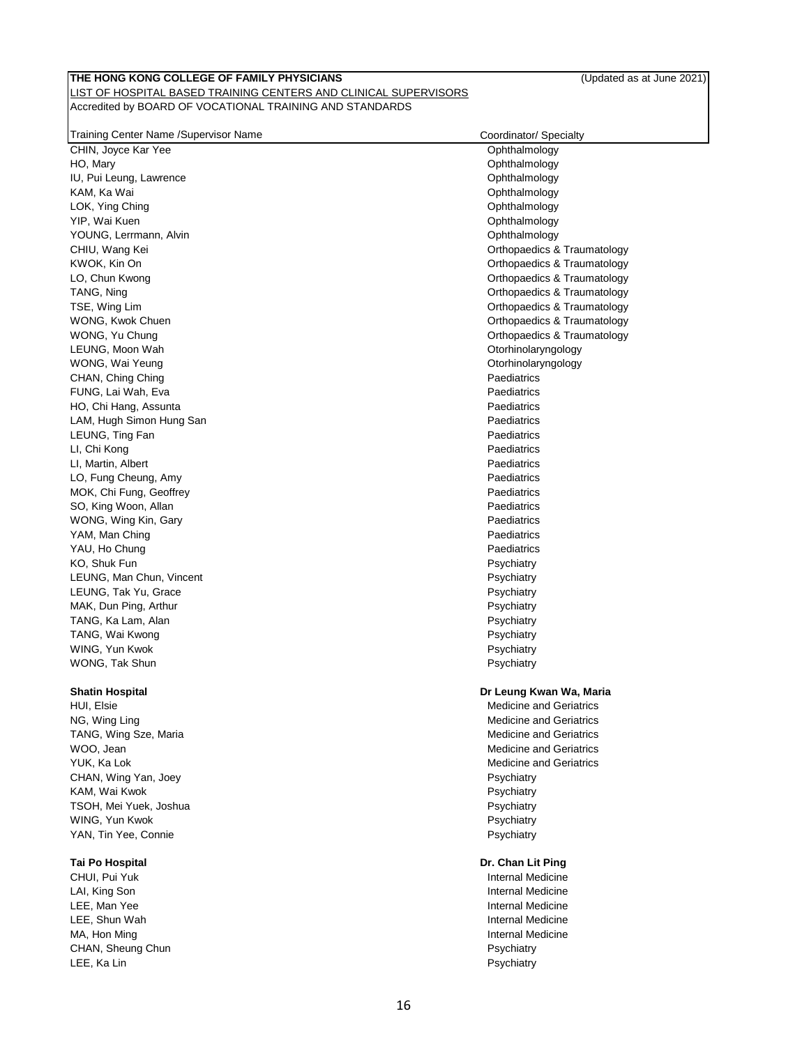**THE HONG KONG COLLEGE OF FAMILY PHYSICIANS** (Updated as at June 2021)

LIST OF HOSPITAL BASED TRAINING CENTERS AND CLINICAL SUPERVISORS

Accredited by BOARD OF VOCATIONAL TRAINING AND STANDARDS

| Training Center Name /Supervisor Name | Coordinator/ Specialty |
|---|---|
| CHIN, Joyce Kar Yee | Ophthalmology |
| HO, Mary | Ophthalmology |
| IU, Pui Leung, Lawrence | Ophthalmology |
| KAM, Ka Wai | Ophthalmology |
| LOK, Ying Ching | Ophthalmology |
| YIP, Wai Kuen | Ophthalmology |
| YOUNG, Lerrmann, Alvin | Ophthalmology |
| CHIU, Wang Kei | Orthopaedics & Traumatology |
| KWOK, Kin On | Orthopaedics & Traumatology |
| LO, Chun Kwong | Orthopaedics & Traumatology |
| TANG, Ning | Orthopaedics & Traumatology |
| TSE, Wing Lim | Orthopaedics & Traumatology |
| WONG, Kwok Chuen | Orthopaedics & Traumatology |
| WONG, Yu Chung | Orthopaedics & Traumatology |
| LEUNG, Moon Wah | Otorhinolaryngology |
| WONG, Wai Yeung | Otorhinolaryngology |
| CHAN, Ching Ching | Paediatrics |
| FUNG, Lai Wah, Eva | Paediatrics |
| HO, Chi Hang, Assunta | Paediatrics |
| LAM, Hugh Simon Hung San | Paediatrics |
| LEUNG, Ting Fan | Paediatrics |
| LI, Chi Kong | Paediatrics |
| LI, Martin, Albert | Paediatrics |
| LO, Fung Cheung, Amy | Paediatrics |
| MOK, Chi Fung, Geoffrey | Paediatrics |
| SO, King Woon, Allan | Paediatrics |
| WONG, Wing Kin, Gary | Paediatrics |
| YAM, Man Ching | Paediatrics |
| YAU, Ho Chung | Paediatrics |
| KO, Shuk Fun | Psychiatry |
| LEUNG, Man Chun, Vincent | Psychiatry |
| LEUNG, Tak Yu, Grace | Psychiatry |
| MAK, Dun Ping, Arthur | Psychiatry |
| TANG, Ka Lam, Alan | Psychiatry |
| TANG, Wai Kwong | Psychiatry |
| WING, Yun Kwok | Psychiatry |
| WONG, Tak Shun | Psychiatry |
| | |
| **Shatin Hospital** | **Dr Leung Kwan Wa, Maria** |
| HUI, Elsie | Medicine and Geriatrics |
| NG, Wing Ling | Medicine and Geriatrics |
| TANG, Wing Sze, Maria | Medicine and Geriatrics |
| WOO, Jean | Medicine and Geriatrics |
| YUK, Ka Lok | Medicine and Geriatrics |
| CHAN, Wing Yan, Joey | Psychiatry |
| KAM, Wai Kwok | Psychiatry |
| TSOH, Mei Yuek, Joshua | Psychiatry |
| WING, Yun Kwok | Psychiatry |
| YAN, Tin Yee, Connie | Psychiatry |
| | |
| **Tai Po Hospital** | **Dr. Chan Lit Ping** |
| CHUI, Pui Yuk | Internal Medicine |
| LAI, King Son | Internal Medicine |
| LEE, Man Yee | Internal Medicine |
| LEE, Shun Wah | Internal Medicine |
| MA, Hon Ming | Internal Medicine |
| CHAN, Sheung Chun | Psychiatry |
| LEE, Ka Lin | Psychiatry |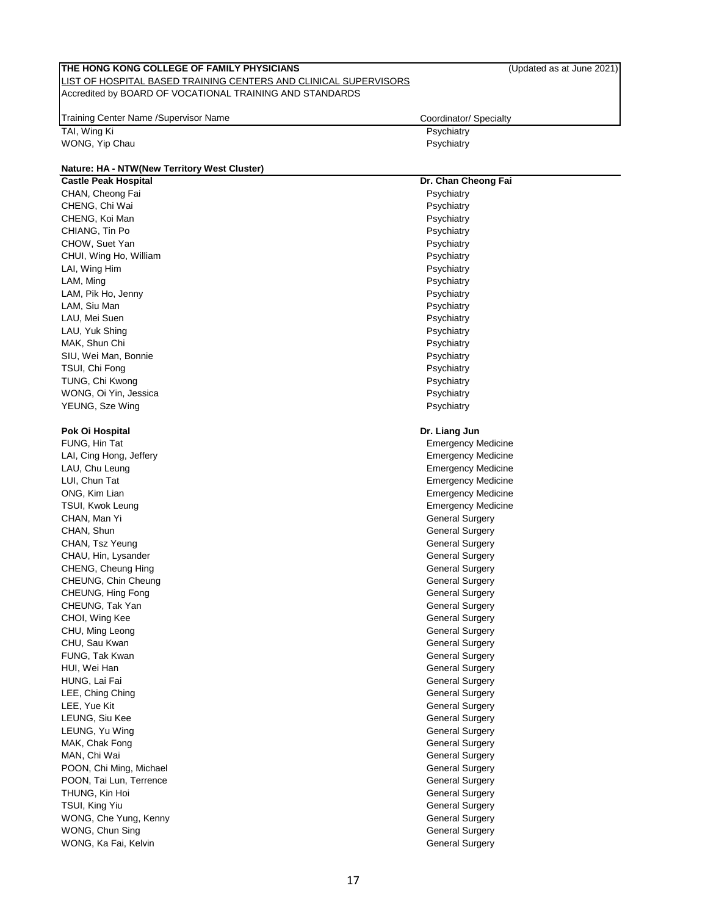**THE HONG KONG COLLEGE OF FAMILY PHYSICIANS** (Updated as at June 2021)

LIST OF HOSPITAL BASED TRAINING CENTERS AND CLINICAL SUPERVISORS

Accredited by BOARD OF VOCATIONAL TRAINING AND STANDARDS

| Training Center Name /Supervisor Name | Coordinator/ Specialty |
|---|---|
| TAI, Wing Ki | Psychiatry |
| WONG, Yip Chau | Psychiatry |
| | |
| **Nature: HA - NTW(New Territory West Cluster)** | |
| **Castle Peak Hospital** | **Dr. Chan Cheong Fai** |
| CHAN, Cheong Fai | Psychiatry |
| CHENG, Chi Wai | Psychiatry |
| CHENG, Koi Man | Psychiatry |
| CHIANG, Tin Po | Psychiatry |
| CHOW, Suet Yan | Psychiatry |
| CHUI, Wing Ho, William | Psychiatry |
| LAI, Wing Him | Psychiatry |
| LAM, Ming | Psychiatry |
| LAM, Pik Ho, Jenny | Psychiatry |
| LAM, Siu Man | Psychiatry |
| LAU, Mei Suen | Psychiatry |
| LAU, Yuk Shing | Psychiatry |
| MAK, Shun Chi | Psychiatry |
| SIU, Wei Man, Bonnie | Psychiatry |
| TSUI, Chi Fong | Psychiatry |
| TUNG, Chi Kwong | Psychiatry |
| WONG, Oi Yin, Jessica | Psychiatry |
| YEUNG, Sze Wing | Psychiatry |
| | |
| **Pok Oi Hospital** | **Dr. Liang Jun** |
| FUNG, Hin Tat | Emergency Medicine |
| LAI, Cing Hong, Jeffery | Emergency Medicine |
| LAU, Chu Leung | Emergency Medicine |
| LUI, Chun Tat | Emergency Medicine |
| ONG, Kim Lian | Emergency Medicine |
| TSUI, Kwok Leung | Emergency Medicine |
| CHAN, Man Yi | General Surgery |
| CHAN, Shun | General Surgery |
| CHAN, Tsz Yeung | General Surgery |
| CHAU, Hin, Lysander | General Surgery |
| CHENG, Cheung Hing | General Surgery |
| CHEUNG, Chin Cheung | General Surgery |
| CHEUNG, Hing Fong | General Surgery |
| CHEUNG, Tak Yan | General Surgery |
| CHOI, Wing Kee | General Surgery |
| CHU, Ming Leong | General Surgery |
| CHU, Sau Kwan | General Surgery |
| FUNG, Tak Kwan | General Surgery |
| HUI, Wei Han | General Surgery |
| HUNG, Lai Fai | General Surgery |
| LEE, Ching Ching | General Surgery |
| LEE, Yue Kit | General Surgery |
| LEUNG, Siu Kee | General Surgery |
| LEUNG, Yu Wing | General Surgery |
| MAK, Chak Fong | General Surgery |
| MAN, Chi Wai | General Surgery |
| POON, Chi Ming, Michael | General Surgery |
| POON, Tai Lun, Terrence | General Surgery |
| THUNG, Kin Hoi | General Surgery |
| TSUI, King Yiu | General Surgery |
| WONG, Che Yung, Kenny | General Surgery |
| WONG, Chun Sing | General Surgery |
| WONG, Ka Fai, Kelvin | General Surgery |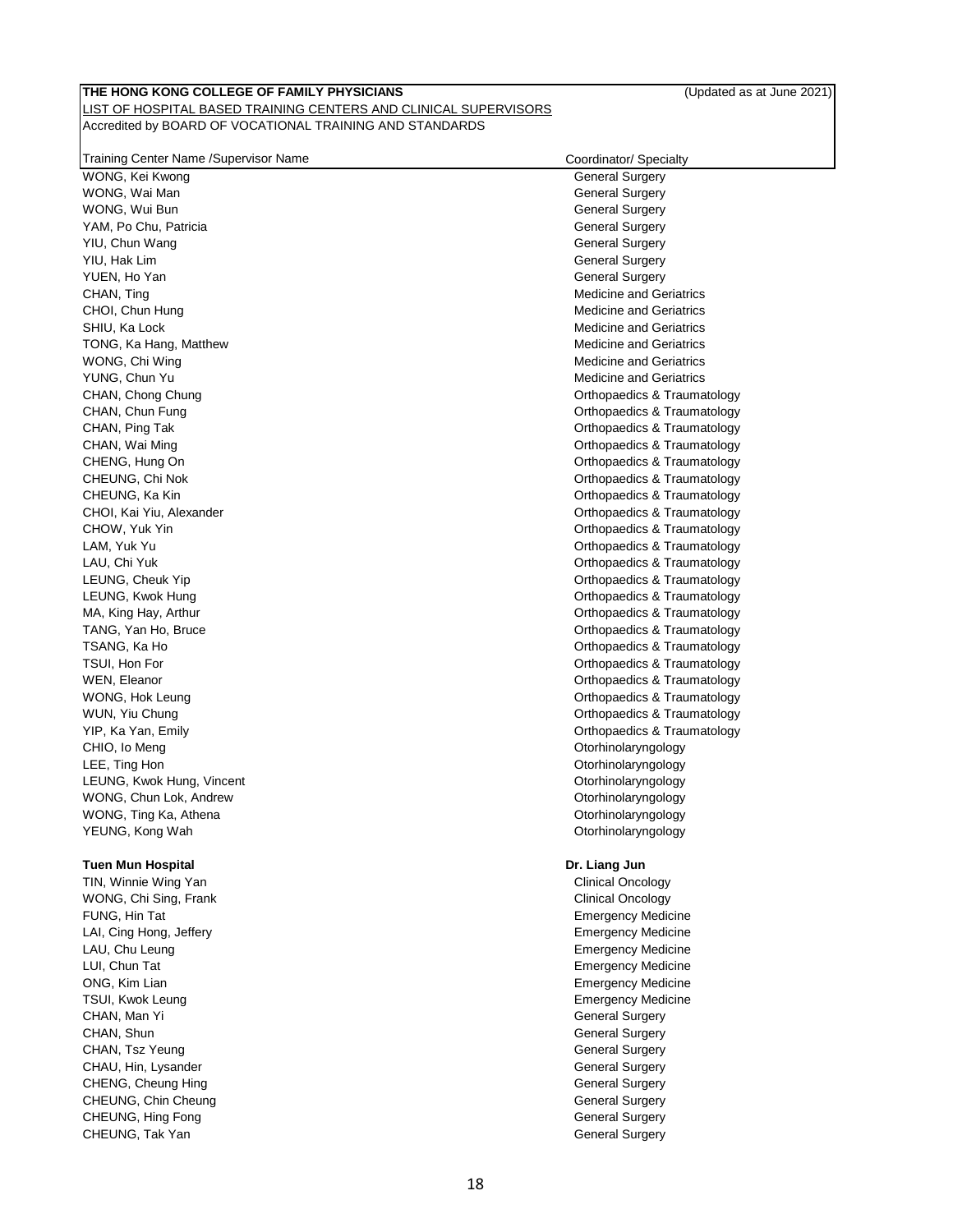**THE HONG KONG COLLEGE OF FAMILY PHYSICIANS** (Updated as at June 2021)

LIST OF HOSPITAL BASED TRAINING CENTERS AND CLINICAL SUPERVISORS

Accredited by BOARD OF VOCATIONAL TRAINING AND STANDARDS

| Training Center Name /Supervisor Name | Coordinator/ Specialty |
|---|---|
| WONG, Kei Kwong | General Surgery |
| WONG, Wai Man | General Surgery |
| WONG, Wui Bun | General Surgery |
| YAM, Po Chu, Patricia | General Surgery |
| YIU, Chun Wang | General Surgery |
| YIU, Hak Lim | General Surgery |
| YUEN, Ho Yan | General Surgery |
| CHAN, Ting | Medicine and Geriatrics |
| CHOI, Chun Hung | Medicine and Geriatrics |
| SHIU, Ka Lock | Medicine and Geriatrics |
| TONG, Ka Hang, Matthew | Medicine and Geriatrics |
| WONG, Chi Wing | Medicine and Geriatrics |
| YUNG, Chun Yu | Medicine and Geriatrics |
| CHAN, Chong Chung | Orthopaedics & Traumatology |
| CHAN, Chun Fung | Orthopaedics & Traumatology |
| CHAN, Ping Tak | Orthopaedics & Traumatology |
| CHAN, Wai Ming | Orthopaedics & Traumatology |
| CHENG, Hung On | Orthopaedics & Traumatology |
| CHEUNG, Chi Nok | Orthopaedics & Traumatology |
| CHEUNG, Ka Kin | Orthopaedics & Traumatology |
| CHOI, Kai Yiu, Alexander | Orthopaedics & Traumatology |
| CHOW, Yuk Yin | Orthopaedics & Traumatology |
| LAM, Yuk Yu | Orthopaedics & Traumatology |
| LAU, Chi Yuk | Orthopaedics & Traumatology |
| LEUNG, Cheuk Yip | Orthopaedics & Traumatology |
| LEUNG, Kwok Hung | Orthopaedics & Traumatology |
| MA, King Hay, Arthur | Orthopaedics & Traumatology |
| TANG, Yan Ho, Bruce | Orthopaedics & Traumatology |
| TSANG, Ka Ho | Orthopaedics & Traumatology |
| TSUI, Hon For | Orthopaedics & Traumatology |
| WEN, Eleanor | Orthopaedics & Traumatology |
| WONG, Hok Leung | Orthopaedics & Traumatology |
| WUN, Yiu Chung | Orthopaedics & Traumatology |
| YIP, Ka Yan, Emily | Orthopaedics & Traumatology |
| CHIO, Io Meng | Otorhinolaryngology |
| LEE, Ting Hon | Otorhinolaryngology |
| LEUNG, Kwok Hung, Vincent | Otorhinolaryngology |
| WONG, Chun Lok, Andrew | Otorhinolaryngology |
| WONG, Ting Ka, Athena | Otorhinolaryngology |
| YEUNG, Kong Wah | Otorhinolaryngology |
| | |
| **Tuen Mun Hospital** | **Dr. Liang Jun** |
| TIN, Winnie Wing Yan | Clinical Oncology |
| WONG, Chi Sing, Frank | Clinical Oncology |
| FUNG, Hin Tat | Emergency Medicine |
| LAI, Cing Hong, Jeffery | Emergency Medicine |
| LAU, Chu Leung | Emergency Medicine |
| LUI, Chun Tat | Emergency Medicine |
| ONG, Kim Lian | Emergency Medicine |
| TSUI, Kwok Leung | Emergency Medicine |
| CHAN, Man Yi | General Surgery |
| CHAN, Shun | General Surgery |
| CHAN, Tsz Yeung | General Surgery |
| CHAU, Hin, Lysander | General Surgery |
| CHENG, Cheung Hing | General Surgery |
| CHEUNG, Chin Cheung | General Surgery |
| CHEUNG, Hing Fong | General Surgery |
| CHEUNG, Tak Yan | General Surgery |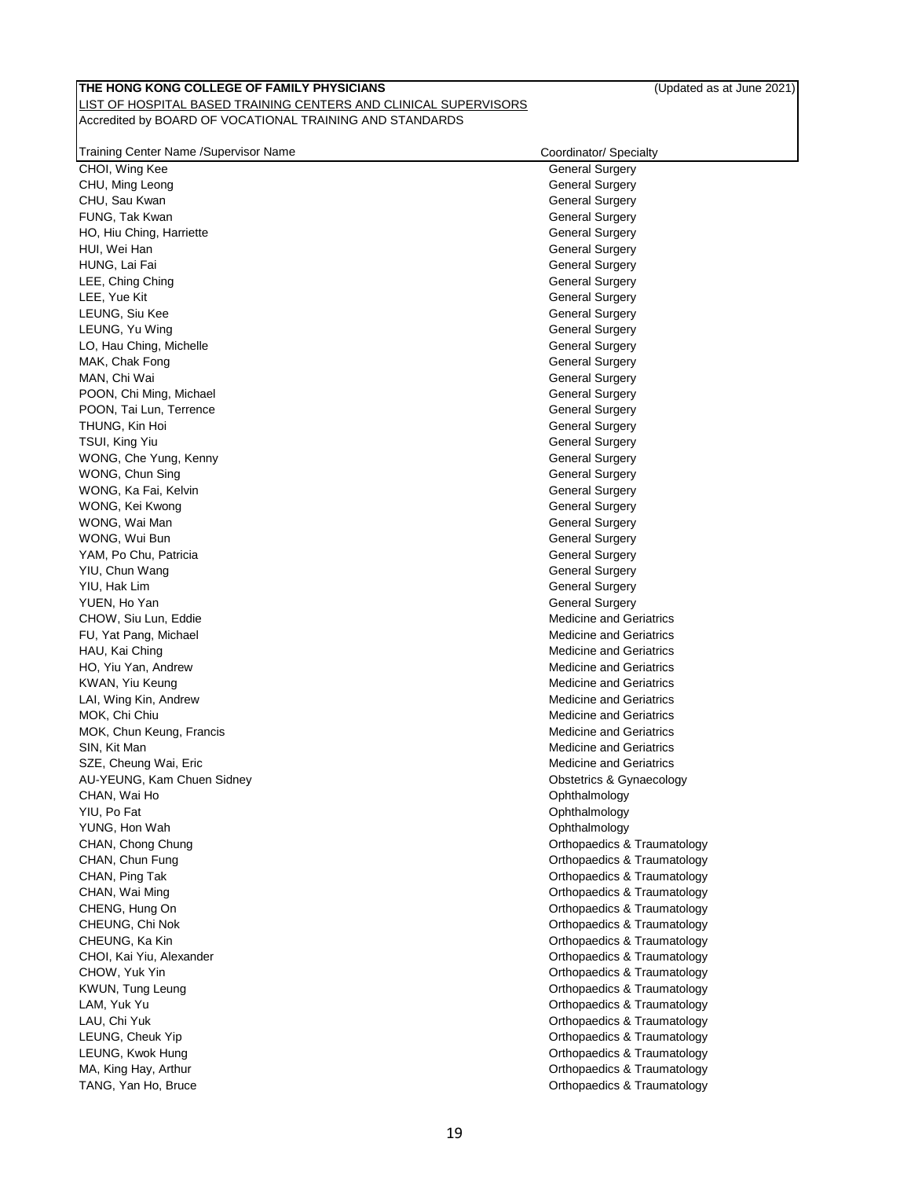**THE HONG KONG COLLEGE OF FAMILY PHYSICIANS** (Updated as at June 2021)

LIST OF HOSPITAL BASED TRAINING CENTERS AND CLINICAL SUPERVISORS

Accredited by BOARD OF VOCATIONAL TRAINING AND STANDARDS

| Training Center Name /Supervisor Name | Coordinator/ Specialty |
|---|---|
| CHOI, Wing Kee | General Surgery |
| CHU, Ming Leong | General Surgery |
| CHU, Sau Kwan | General Surgery |
| FUNG, Tak Kwan | General Surgery |
| HO, Hiu Ching, Harriette | General Surgery |
| HUI, Wei Han | General Surgery |
| HUNG, Lai Fai | General Surgery |
| LEE, Ching Ching | General Surgery |
| LEE, Yue Kit | General Surgery |
| LEUNG, Siu Kee | General Surgery |
| LEUNG, Yu Wing | General Surgery |
| LO, Hau Ching, Michelle | General Surgery |
| MAK, Chak Fong | General Surgery |
| MAN, Chi Wai | General Surgery |
| POON, Chi Ming, Michael | General Surgery |
| POON, Tai Lun, Terrence | General Surgery |
| THUNG, Kin Hoi | General Surgery |
| TSUI, King Yiu | General Surgery |
| WONG, Che Yung, Kenny | General Surgery |
| WONG, Chun Sing | General Surgery |
| WONG, Ka Fai, Kelvin | General Surgery |
| WONG, Kei Kwong | General Surgery |
| WONG, Wai Man | General Surgery |
| WONG, Wui Bun | General Surgery |
| YAM, Po Chu, Patricia | General Surgery |
| YIU, Chun Wang | General Surgery |
| YIU, Hak Lim | General Surgery |
| YUEN, Ho Yan | General Surgery |
| CHOW, Siu Lun, Eddie | Medicine and Geriatrics |
| FU, Yat Pang, Michael | Medicine and Geriatrics |
| HAU, Kai Ching | Medicine and Geriatrics |
| HO, Yiu Yan, Andrew | Medicine and Geriatrics |
| KWAN, Yiu Keung | Medicine and Geriatrics |
| LAI, Wing Kin, Andrew | Medicine and Geriatrics |
| MOK, Chi Chiu | Medicine and Geriatrics |
| MOK, Chun Keung, Francis | Medicine and Geriatrics |
| SIN, Kit Man | Medicine and Geriatrics |
| SZE, Cheung Wai, Eric | Medicine and Geriatrics |
| AU-YEUNG, Kam Chuen Sidney | Obstetrics & Gynaecology |
| CHAN, Wai Ho | Ophthalmology |
| YIU, Po Fat | Ophthalmology |
| YUNG, Hon Wah | Ophthalmology |
| CHAN, Chong Chung | Orthopaedics & Traumatology |
| CHAN, Chun Fung | Orthopaedics & Traumatology |
| CHAN, Ping Tak | Orthopaedics & Traumatology |
| CHAN, Wai Ming | Orthopaedics & Traumatology |
| CHENG, Hung On | Orthopaedics & Traumatology |
| CHEUNG, Chi Nok | Orthopaedics & Traumatology |
| CHEUNG, Ka Kin | Orthopaedics & Traumatology |
| CHOI, Kai Yiu, Alexander | Orthopaedics & Traumatology |
| CHOW, Yuk Yin | Orthopaedics & Traumatology |
| KWUN, Tung Leung | Orthopaedics & Traumatology |
| LAM, Yuk Yu | Orthopaedics & Traumatology |
| LAU, Chi Yuk | Orthopaedics & Traumatology |
| LEUNG, Cheuk Yip | Orthopaedics & Traumatology |
| LEUNG, Kwok Hung | Orthopaedics & Traumatology |
| MA, King Hay, Arthur | Orthopaedics & Traumatology |
| TANG, Yan Ho, Bruce | Orthopaedics & Traumatology |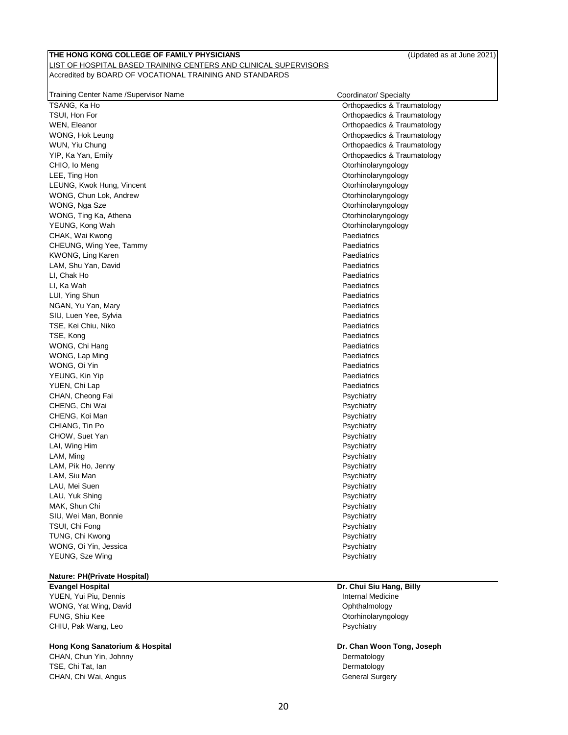**THE HONG KONG COLLEGE OF FAMILY PHYSICIANS** (Updated as at June 2021)

LIST OF HOSPITAL BASED TRAINING CENTERS AND CLINICAL SUPERVISORS

Accredited by BOARD OF VOCATIONAL TRAINING AND STANDARDS

| Training Center Name /Supervisor Name | Coordinator/ Specialty |
|---|---|
| TSANG, Ka Ho | Orthopaedics & Traumatology |
| TSUI, Hon For | Orthopaedics & Traumatology |
| WEN, Eleanor | Orthopaedics & Traumatology |
| WONG, Hok Leung | Orthopaedics & Traumatology |
| WUN, Yiu Chung | Orthopaedics & Traumatology |
| YIP, Ka Yan, Emily | Orthopaedics & Traumatology |
| CHIO, Io Meng | Otorhinolaryngology |
| LEE, Ting Hon | Otorhinolaryngology |
| LEUNG, Kwok Hung, Vincent | Otorhinolaryngology |
| WONG, Chun Lok, Andrew | Otorhinolaryngology |
| WONG, Nga Sze | Otorhinolaryngology |
| WONG, Ting Ka, Athena | Otorhinolaryngology |
| YEUNG, Kong Wah | Otorhinolaryngology |
| CHAK, Wai Kwong | Paediatrics |
| CHEUNG, Wing Yee, Tammy | Paediatrics |
| KWONG, Ling Karen | Paediatrics |
| LAM, Shu Yan, David | Paediatrics |
| LI, Chak Ho | Paediatrics |
| LI, Ka Wah | Paediatrics |
| LUI, Ying Shun | Paediatrics |
| NGAN, Yu Yan, Mary | Paediatrics |
| SIU, Luen Yee, Sylvia | Paediatrics |
| TSE, Kei Chiu, Niko | Paediatrics |
| TSE, Kong | Paediatrics |
| WONG, Chi Hang | Paediatrics |
| WONG, Lap Ming | Paediatrics |
| WONG, Oi Yin | Paediatrics |
| YEUNG, Kin Yip | Paediatrics |
| YUEN, Chi Lap | Paediatrics |
| CHAN, Cheong Fai | Psychiatry |
| CHENG, Chi Wai | Psychiatry |
| CHENG, Koi Man | Psychiatry |
| CHIANG, Tin Po | Psychiatry |
| CHOW, Suet Yan | Psychiatry |
| LAI, Wing Him | Psychiatry |
| LAM, Ming | Psychiatry |
| LAM, Pik Ho, Jenny | Psychiatry |
| LAM, Siu Man | Psychiatry |
| LAU, Mei Suen | Psychiatry |
| LAU, Yuk Shing | Psychiatry |
| MAK, Shun Chi | Psychiatry |
| SIU, Wei Man, Bonnie | Psychiatry |
| TSUI, Chi Fong | Psychiatry |
| TUNG, Chi Kwong | Psychiatry |
| WONG, Oi Yin, Jessica | Psychiatry |
| YEUNG, Sze Wing | Psychiatry |

**Nature: PH(Private Hospital)**

| **Evangel Hospital** | **Dr. Chui Siu Hang, Billy** |
|---|---|
| YUEN, Yui Piu, Dennis | Internal Medicine |
| WONG, Yat Wing, David | Ophthalmology |
| FUNG, Shiu Kee | Otorhinolaryngology |
| CHIU, Pak Wang, Leo | Psychiatry |

| **Hong Kong Sanatorium & Hospital** | **Dr. Chan Woon Tong, Joseph** |
|---|---|
| CHAN, Chun Yin, Johnny | Dermatology |
| TSE, Chi Tat, Ian | Dermatology |
| CHAN, Chi Wai, Angus | General Surgery |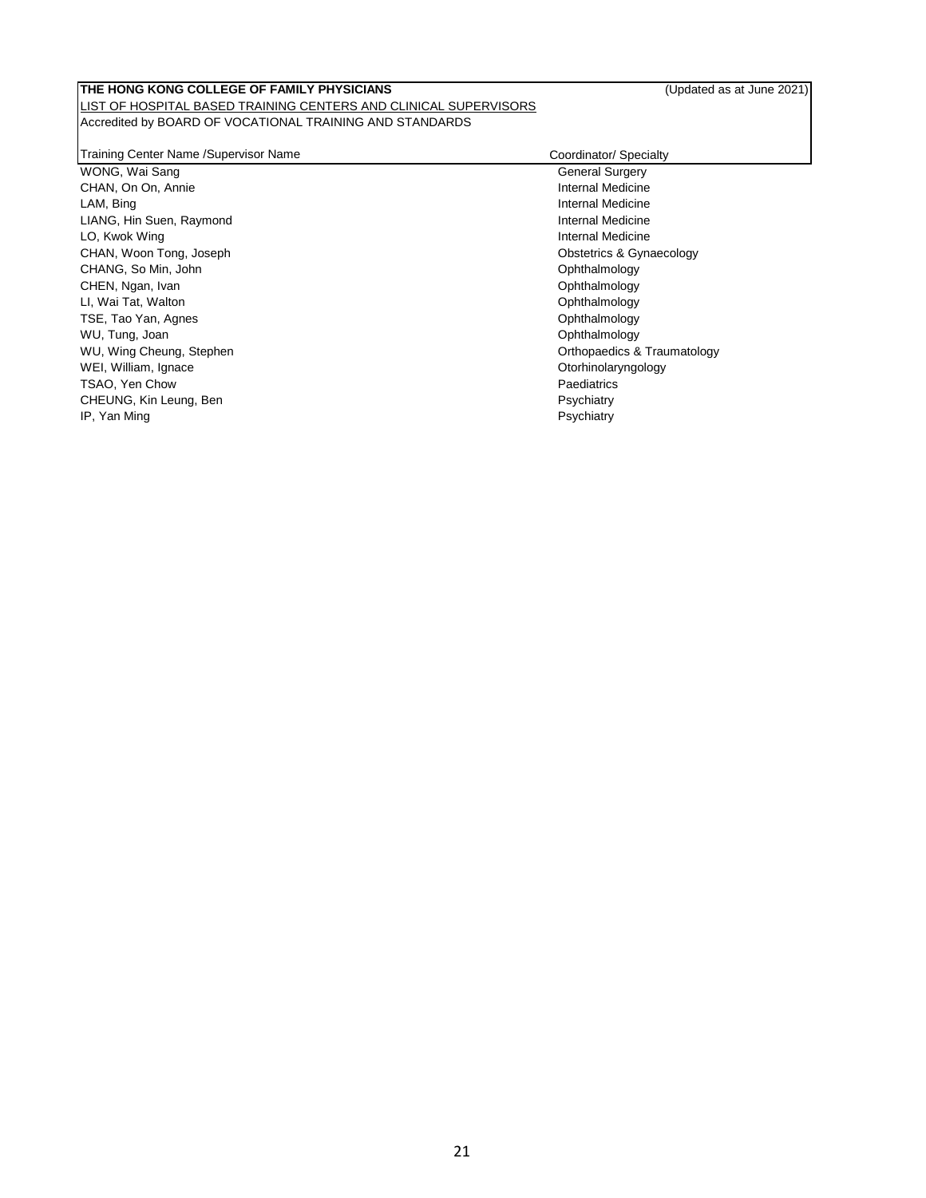**THE HONG KONG COLLEGE OF FAMILY PHYSICIANS** (Updated as at June 2021)

LIST OF HOSPITAL BASED TRAINING CENTERS AND CLINICAL SUPERVISORS

Accredited by BOARD OF VOCATIONAL TRAINING AND STANDARDS

| Training Center Name /Supervisor Name | Coordinator/ Specialty |
|---|---|
| WONG, Wai Sang | General Surgery |
| CHAN, On On, Annie | Internal Medicine |
| LAM, Bing | Internal Medicine |
| LIANG, Hin Suen, Raymond | Internal Medicine |
| LO, Kwok Wing | Internal Medicine |
| CHAN, Woon Tong, Joseph | Obstetrics & Gynaecology |
| CHANG, So Min, John | Ophthalmology |
| CHEN, Ngan, Ivan | Ophthalmology |
| LI, Wai Tat, Walton | Ophthalmology |
| TSE, Tao Yan, Agnes | Ophthalmology |
| WU, Tung, Joan | Ophthalmology |
| WU, Wing Cheung, Stephen | Orthopaedics & Traumatology |
| WEI, William, Ignace | Otorhinolaryngology |
| TSAO, Yen Chow | Paediatrics |
| CHEUNG, Kin Leung, Ben | Psychiatry |
| IP, Yan Ming | Psychiatry |